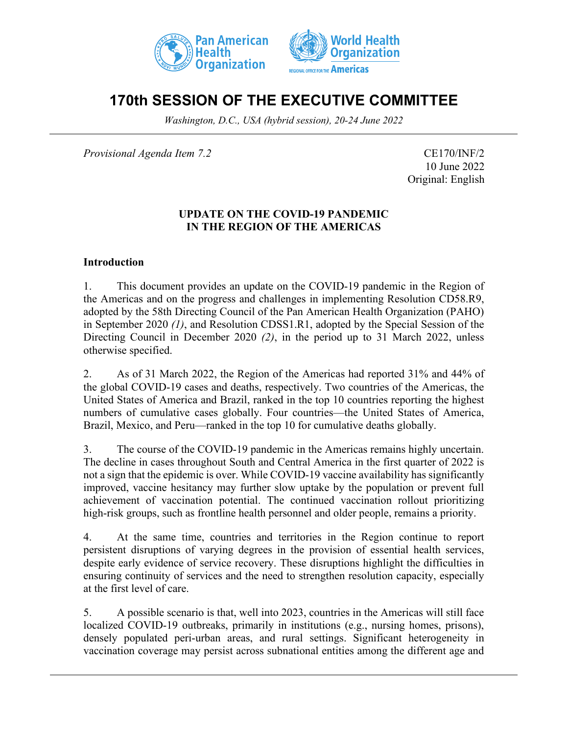# 170th SESSION OF THE EXECUTIVE COMMITTEE

*Washington, D.C., USA (hybrid session), 20-24 June 2022*

*Provisional Agenda Item 7.2*

CE170/INF/2
10 June 2022
Original: English

**UPDATE ON THE COVID-19 PANDEMIC IN THE REGION OF THE AMERICAS**

## Introduction

1. This document provides an update on the COVID-19 pandemic in the Region of the Americas and on the progress and challenges in implementing Resolution CD58.R9, adopted by the 58th Directing Council of the Pan American Health Organization (PAHO) in September 2020 *(1)*, and Resolution CDSS1.R1, adopted by the Special Session of the Directing Council in December 2020 *(2)*, in the period up to 31 March 2022, unless otherwise specified.

2. As of 31 March 2022, the Region of the Americas had reported 31% and 44% of the global COVID-19 cases and deaths, respectively. Two countries of the Americas, the United States of America and Brazil, ranked in the top 10 countries reporting the highest numbers of cumulative cases globally. Four countries—the United States of America, Brazil, Mexico, and Peru—ranked in the top 10 for cumulative deaths globally.

3. The course of the COVID-19 pandemic in the Americas remains highly uncertain. The decline in cases throughout South and Central America in the first quarter of 2022 is not a sign that the epidemic is over. While COVID-19 vaccine availability has significantly improved, vaccine hesitancy may further slow uptake by the population or prevent full achievement of vaccination potential. The continued vaccination rollout prioritizing high-risk groups, such as frontline health personnel and older people, remains a priority.

4. At the same time, countries and territories in the Region continue to report persistent disruptions of varying degrees in the provision of essential health services, despite early evidence of service recovery. These disruptions highlight the difficulties in ensuring continuity of services and the need to strengthen resolution capacity, especially at the first level of care.

5. A possible scenario is that, well into 2023, countries in the Americas will still face localized COVID-19 outbreaks, primarily in institutions (e.g., nursing homes, prisons), densely populated peri-urban areas, and rural settings. Significant heterogeneity in vaccination coverage may persist across subnational entities among the different age and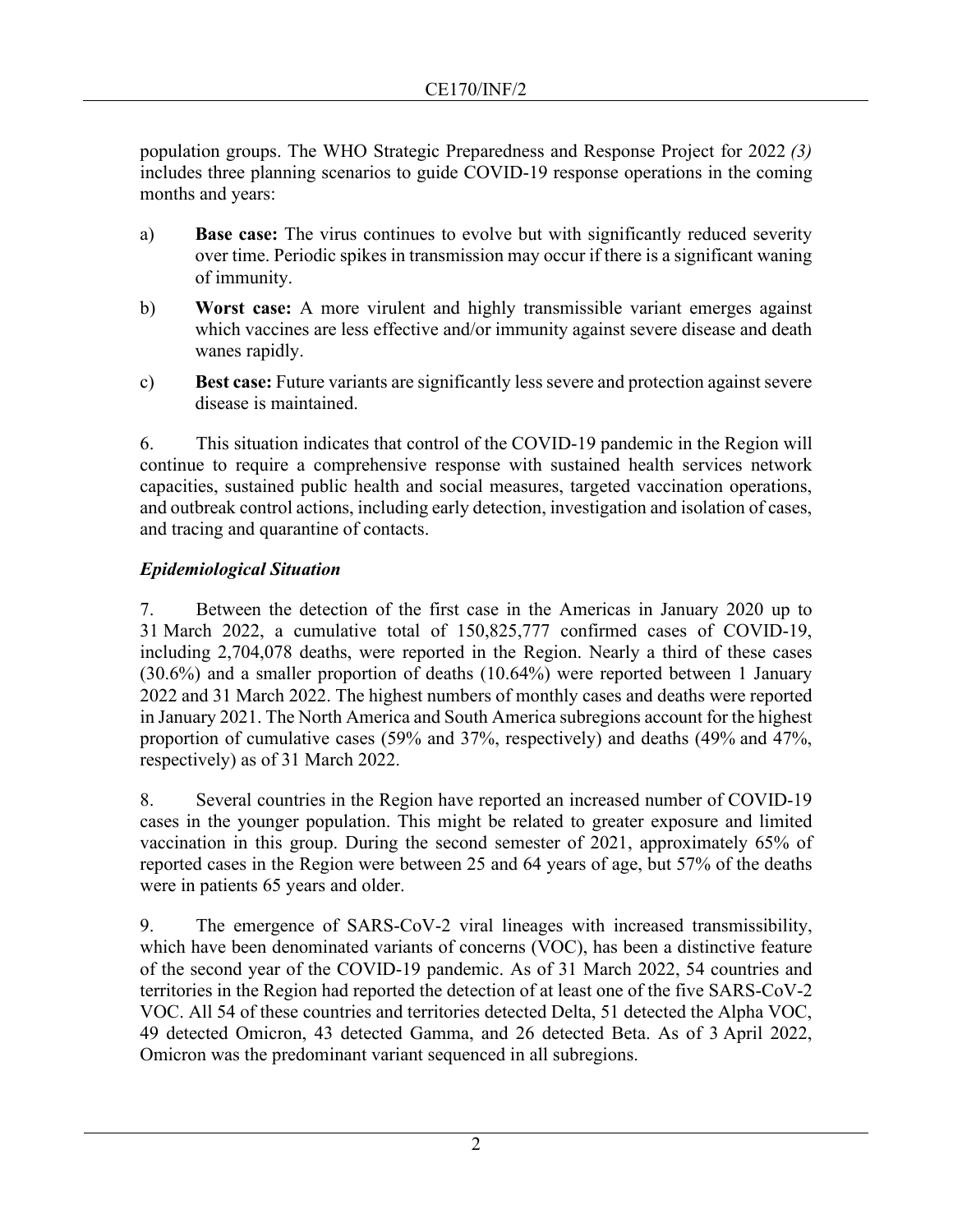population groups. The WHO Strategic Preparedness and Response Project for 2022 *(3)* includes three planning scenarios to guide COVID-19 response operations in the coming months and years:

a) **Base case:** The virus continues to evolve but with significantly reduced severity over time. Periodic spikes in transmission may occur if there is a significant waning of immunity.

b) **Worst case:** A more virulent and highly transmissible variant emerges against which vaccines are less effective and/or immunity against severe disease and death wanes rapidly.

c) **Best case:** Future variants are significantly less severe and protection against severe disease is maintained.

6. This situation indicates that control of the COVID-19 pandemic in the Region will continue to require a comprehensive response with sustained health services network capacities, sustained public health and social measures, targeted vaccination operations, and outbreak control actions, including early detection, investigation and isolation of cases, and tracing and quarantine of contacts.

***Epidemiological Situation***

7. Between the detection of the first case in the Americas in January 2020 up to 31 March 2022, a cumulative total of 150,825,777 confirmed cases of COVID-19, including 2,704,078 deaths, were reported in the Region. Nearly a third of these cases (30.6%) and a smaller proportion of deaths (10.64%) were reported between 1 January 2022 and 31 March 2022. The highest numbers of monthly cases and deaths were reported in January 2021. The North America and South America subregions account for the highest proportion of cumulative cases (59% and 37%, respectively) and deaths (49% and 47%, respectively) as of 31 March 2022.

8. Several countries in the Region have reported an increased number of COVID-19 cases in the younger population. This might be related to greater exposure and limited vaccination in this group. During the second semester of 2021, approximately 65% of reported cases in the Region were between 25 and 64 years of age, but 57% of the deaths were in patients 65 years and older.

9. The emergence of SARS-CoV-2 viral lineages with increased transmissibility, which have been denominated variants of concerns (VOC), has been a distinctive feature of the second year of the COVID-19 pandemic. As of 31 March 2022, 54 countries and territories in the Region had reported the detection of at least one of the five SARS-CoV-2 VOC. All 54 of these countries and territories detected Delta, 51 detected the Alpha VOC, 49 detected Omicron, 43 detected Gamma, and 26 detected Beta. As of 3 April 2022, Omicron was the predominant variant sequenced in all subregions.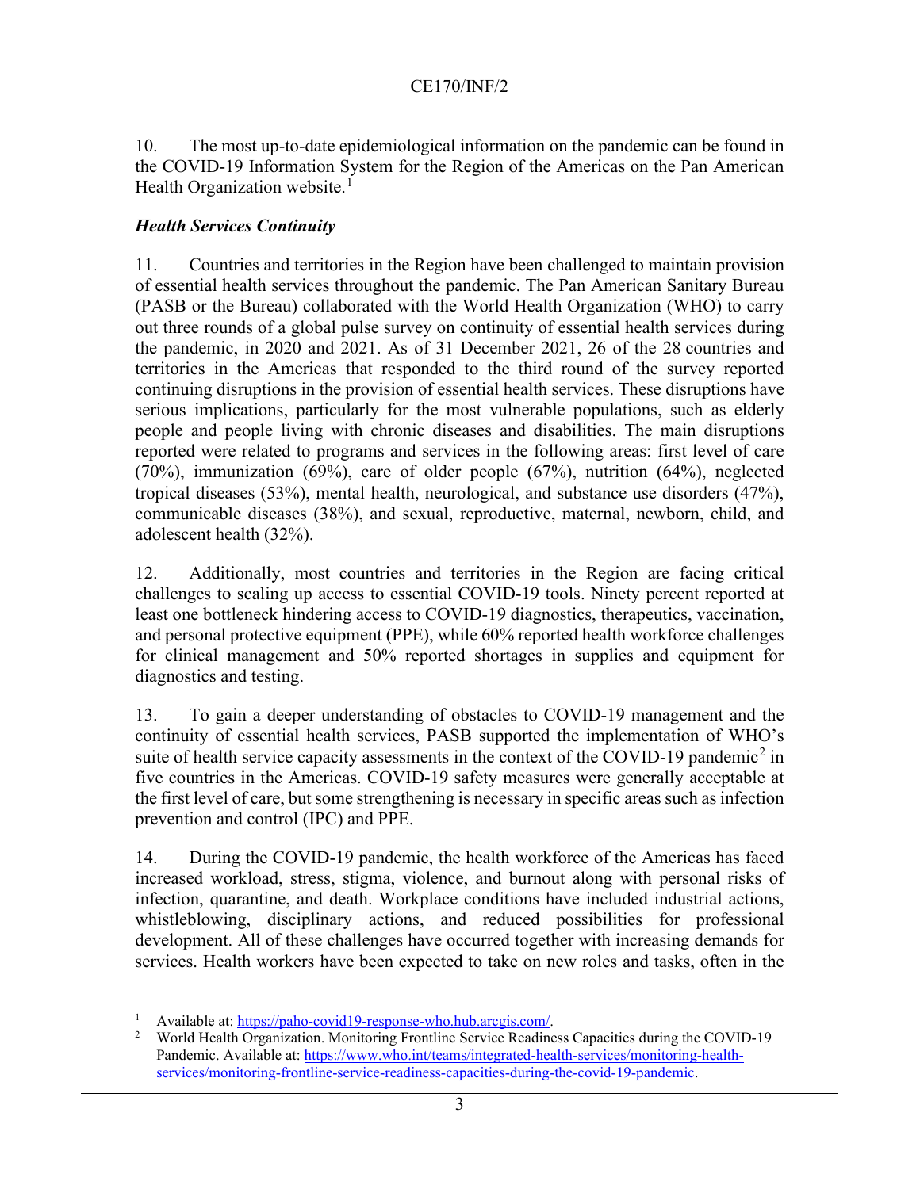10. The most up-to-date epidemiological information on the pandemic can be found in the COVID-19 Information System for the Region of the Americas on the Pan American Health Organization website.[1]

### *Health Services Continuity*

11. Countries and territories in the Region have been challenged to maintain provision of essential health services throughout the pandemic. The Pan American Sanitary Bureau (PASB or the Bureau) collaborated with the World Health Organization (WHO) to carry out three rounds of a global pulse survey on continuity of essential health services during the pandemic, in 2020 and 2021. As of 31 December 2021, 26 of the 28 countries and territories in the Americas that responded to the third round of the survey reported continuing disruptions in the provision of essential health services. These disruptions have serious implications, particularly for the most vulnerable populations, such as elderly people and people living with chronic diseases and disabilities. The main disruptions reported were related to programs and services in the following areas: first level of care (70%), immunization (69%), care of older people (67%), nutrition (64%), neglected tropical diseases (53%), mental health, neurological, and substance use disorders (47%), communicable diseases (38%), and sexual, reproductive, maternal, newborn, child, and adolescent health (32%).

12. Additionally, most countries and territories in the Region are facing critical challenges to scaling up access to essential COVID-19 tools. Ninety percent reported at least one bottleneck hindering access to COVID-19 diagnostics, therapeutics, vaccination, and personal protective equipment (PPE), while 60% reported health workforce challenges for clinical management and 50% reported shortages in supplies and equipment for diagnostics and testing.

13. To gain a deeper understanding of obstacles to COVID-19 management and the continuity of essential health services, PASB supported the implementation of WHO's suite of health service capacity assessments in the context of the COVID-19 pandemic[2] in five countries in the Americas. COVID-19 safety measures were generally acceptable at the first level of care, but some strengthening is necessary in specific areas such as infection prevention and control (IPC) and PPE.

14. During the COVID-19 pandemic, the health workforce of the Americas has faced increased workload, stress, stigma, violence, and burnout along with personal risks of infection, quarantine, and death. Workplace conditions have included industrial actions, whistleblowing, disciplinary actions, and reduced possibilities for professional development. All of these challenges have occurred together with increasing demands for services. Health workers have been expected to take on new roles and tasks, often in the

---

[1] Available at: https://paho-covid19-response-who.hub.arcgis.com/.

[2] World Health Organization. Monitoring Frontline Service Readiness Capacities during the COVID-19 Pandemic. Available at: https://www.who.int/teams/integrated-health-services/monitoring-health-services/monitoring-frontline-service-readiness-capacities-during-the-covid-19-pandemic.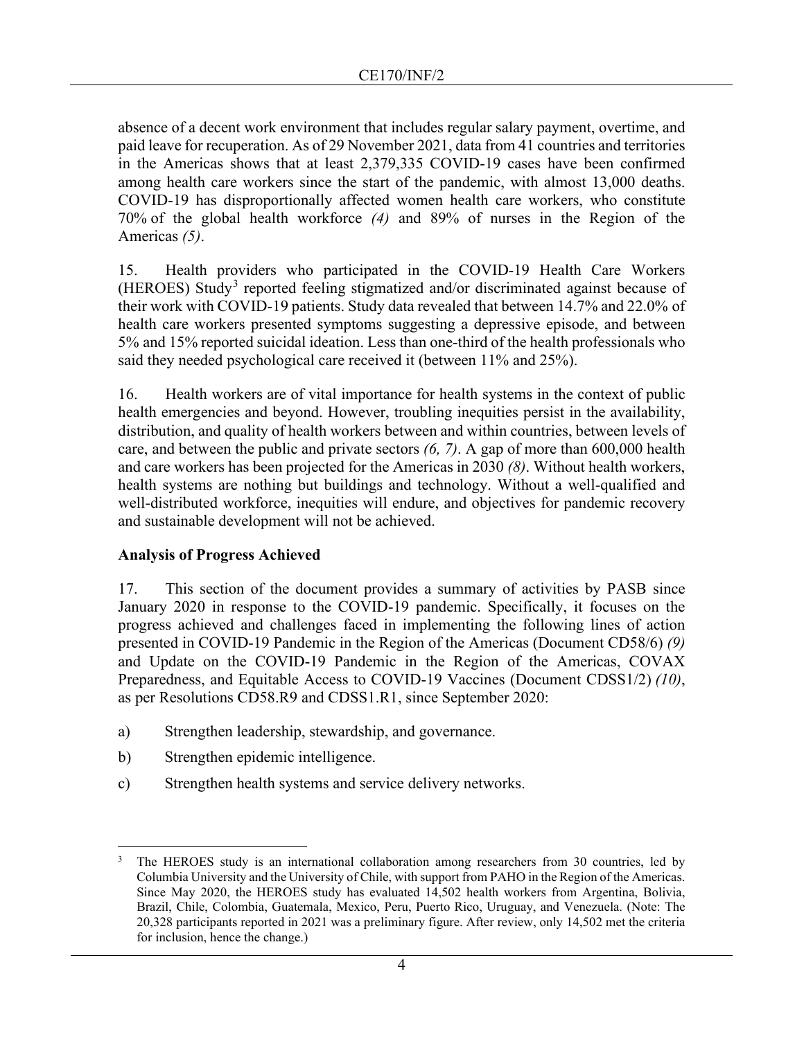absence of a decent work environment that includes regular salary payment, overtime, and paid leave for recuperation. As of 29 November 2021, data from 41 countries and territories in the Americas shows that at least 2,379,335 COVID-19 cases have been confirmed among health care workers since the start of the pandemic, with almost 13,000 deaths. COVID-19 has disproportionally affected women health care workers, who constitute 70% of the global health workforce *(4)* and 89% of nurses in the Region of the Americas *(5)*.

15. Health providers who participated in the COVID-19 Health Care Workers (HEROES) Study[3] reported feeling stigmatized and/or discriminated against because of their work with COVID-19 patients. Study data revealed that between 14.7% and 22.0% of health care workers presented symptoms suggesting a depressive episode, and between 5% and 15% reported suicidal ideation. Less than one-third of the health professionals who said they needed psychological care received it (between 11% and 25%).

16. Health workers are of vital importance for health systems in the context of public health emergencies and beyond. However, troubling inequities persist in the availability, distribution, and quality of health workers between and within countries, between levels of care, and between the public and private sectors *(6, 7)*. A gap of more than 600,000 health and care workers has been projected for the Americas in 2030 *(8)*. Without health workers, health systems are nothing but buildings and technology. Without a well-qualified and well-distributed workforce, inequities will endure, and objectives for pandemic recovery and sustainable development will not be achieved.

**Analysis of Progress Achieved**

17. This section of the document provides a summary of activities by PASB since January 2020 in response to the COVID-19 pandemic. Specifically, it focuses on the progress achieved and challenges faced in implementing the following lines of action presented in COVID-19 Pandemic in the Region of the Americas (Document CD58/6) *(9)* and Update on the COVID-19 Pandemic in the Region of the Americas, COVAX Preparedness, and Equitable Access to COVID-19 Vaccines (Document CDSS1/2) *(10)*, as per Resolutions CD58.R9 and CDSS1.R1, since September 2020:

a) Strengthen leadership, stewardship, and governance.

b) Strengthen epidemic intelligence.

c) Strengthen health systems and service delivery networks.

---

[3] The HEROES study is an international collaboration among researchers from 30 countries, led by Columbia University and the University of Chile, with support from PAHO in the Region of the Americas. Since May 2020, the HEROES study has evaluated 14,502 health workers from Argentina, Bolivia, Brazil, Chile, Colombia, Guatemala, Mexico, Peru, Puerto Rico, Uruguay, and Venezuela. (Note: The 20,328 participants reported in 2021 was a preliminary figure. After review, only 14,502 met the criteria for inclusion, hence the change.)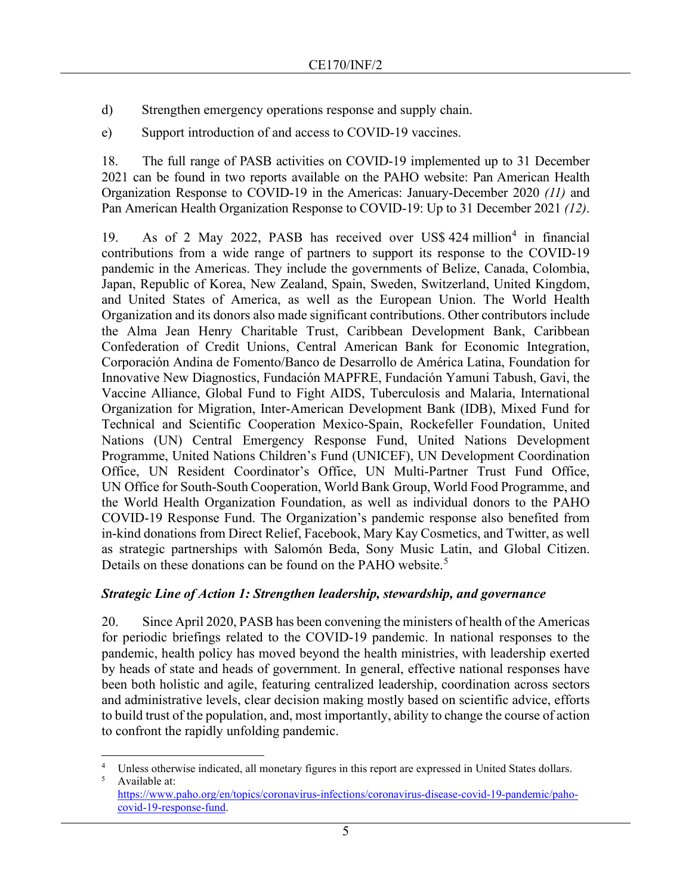d) Strengthen emergency operations response and supply chain.

e) Support introduction of and access to COVID-19 vaccines.

18. The full range of PASB activities on COVID-19 implemented up to 31 December 2021 can be found in two reports available on the PAHO website: Pan American Health Organization Response to COVID-19 in the Americas: January-December 2020 *(11)* and Pan American Health Organization Response to COVID-19: Up to 31 December 2021 *(12)*.

19. As of 2 May 2022, PASB has received over US$ 424 million[4] in financial contributions from a wide range of partners to support its response to the COVID-19 pandemic in the Americas. They include the governments of Belize, Canada, Colombia, Japan, Republic of Korea, New Zealand, Spain, Sweden, Switzerland, United Kingdom, and United States of America, as well as the European Union. The World Health Organization and its donors also made significant contributions. Other contributors include the Alma Jean Henry Charitable Trust, Caribbean Development Bank, Caribbean Confederation of Credit Unions, Central American Bank for Economic Integration, Corporación Andina de Fomento/Banco de Desarrollo de América Latina, Foundation for Innovative New Diagnostics, Fundación MAPFRE, Fundación Yamuni Tabush, Gavi, the Vaccine Alliance, Global Fund to Fight AIDS, Tuberculosis and Malaria, International Organization for Migration, Inter-American Development Bank (IDB), Mixed Fund for Technical and Scientific Cooperation Mexico-Spain, Rockefeller Foundation, United Nations (UN) Central Emergency Response Fund, United Nations Development Programme, United Nations Children's Fund (UNICEF), UN Development Coordination Office, UN Resident Coordinator's Office, UN Multi-Partner Trust Fund Office, UN Office for South-South Cooperation, World Bank Group, World Food Programme, and the World Health Organization Foundation, as well as individual donors to the PAHO COVID-19 Response Fund. The Organization's pandemic response also benefited from in-kind donations from Direct Relief, Facebook, Mary Kay Cosmetics, and Twitter, as well as strategic partnerships with Salomón Beda, Sony Music Latin, and Global Citizen. Details on these donations can be found on the PAHO website.[5]

***Strategic Line of Action 1: Strengthen leadership, stewardship, and governance***

20. Since April 2020, PASB has been convening the ministers of health of the Americas for periodic briefings related to the COVID-19 pandemic. In national responses to the pandemic, health policy has moved beyond the health ministries, with leadership exerted by heads of state and heads of government. In general, effective national responses have been both holistic and agile, featuring centralized leadership, coordination across sectors and administrative levels, clear decision making mostly based on scientific advice, efforts to build trust of the population, and, most importantly, ability to change the course of action to confront the rapidly unfolding pandemic.

---

[4] Unless otherwise indicated, all monetary figures in this report are expressed in United States dollars.

[5] Available at: https://www.paho.org/en/topics/coronavirus-infections/coronavirus-disease-covid-19-pandemic/paho-covid-19-response-fund.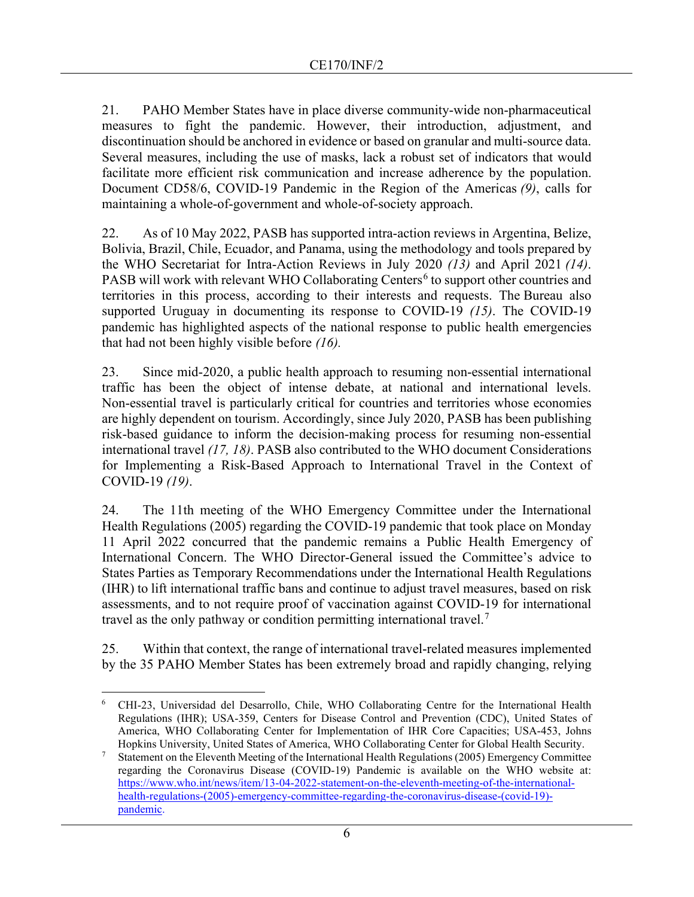21. PAHO Member States have in place diverse community-wide non-pharmaceutical measures to fight the pandemic. However, their introduction, adjustment, and discontinuation should be anchored in evidence or based on granular and multi-source data. Several measures, including the use of masks, lack a robust set of indicators that would facilitate more efficient risk communication and increase adherence by the population. Document CD58/6, COVID-19 Pandemic in the Region of the Americas *(9)*, calls for maintaining a whole-of-government and whole-of-society approach.

22. As of 10 May 2022, PASB has supported intra-action reviews in Argentina, Belize, Bolivia, Brazil, Chile, Ecuador, and Panama, using the methodology and tools prepared by the WHO Secretariat for Intra-Action Reviews in July 2020 *(13)* and April 2021 *(14)*. PASB will work with relevant WHO Collaborating Centers[6] to support other countries and territories in this process, according to their interests and requests. The Bureau also supported Uruguay in documenting its response to COVID-19 *(15)*. The COVID-19 pandemic has highlighted aspects of the national response to public health emergencies that had not been highly visible before *(16)*.

23. Since mid-2020, a public health approach to resuming non-essential international traffic has been the object of intense debate, at national and international levels. Non-essential travel is particularly critical for countries and territories whose economies are highly dependent on tourism. Accordingly, since July 2020, PASB has been publishing risk-based guidance to inform the decision-making process for resuming non-essential international travel *(17, 18)*. PASB also contributed to the WHO document Considerations for Implementing a Risk-Based Approach to International Travel in the Context of COVID-19 *(19)*.

24. The 11th meeting of the WHO Emergency Committee under the International Health Regulations (2005) regarding the COVID-19 pandemic that took place on Monday 11 April 2022 concurred that the pandemic remains a Public Health Emergency of International Concern. The WHO Director-General issued the Committee's advice to States Parties as Temporary Recommendations under the International Health Regulations (IHR) to lift international traffic bans and continue to adjust travel measures, based on risk assessments, and to not require proof of vaccination against COVID-19 for international travel as the only pathway or condition permitting international travel.[7]

25. Within that context, the range of international travel-related measures implemented by the 35 PAHO Member States has been extremely broad and rapidly changing, relying

---

[6] CHI-23, Universidad del Desarrollo, Chile, WHO Collaborating Centre for the International Health Regulations (IHR); USA-359, Centers for Disease Control and Prevention (CDC), United States of America, WHO Collaborating Center for Implementation of IHR Core Capacities; USA-453, Johns Hopkins University, United States of America, WHO Collaborating Center for Global Health Security.

[7] Statement on the Eleventh Meeting of the International Health Regulations (2005) Emergency Committee regarding the Coronavirus Disease (COVID-19) Pandemic is available on the WHO website at: https://www.who.int/news/item/13-04-2022-statement-on-the-eleventh-meeting-of-the-international-health-regulations-(2005)-emergency-committee-regarding-the-coronavirus-disease-(covid-19)-pandemic.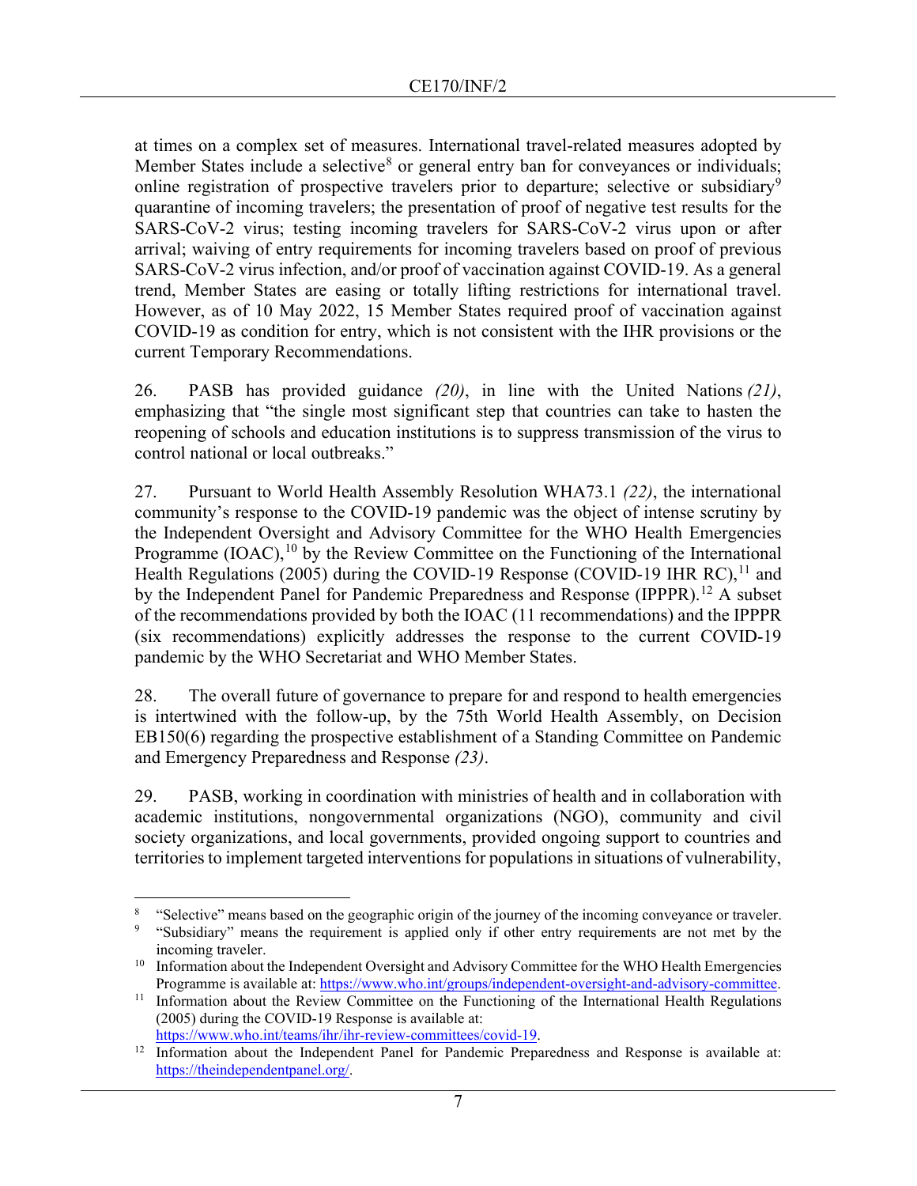at times on a complex set of measures. International travel-related measures adopted by Member States include a selective[8] or general entry ban for conveyances or individuals; online registration of prospective travelers prior to departure; selective or subsidiary[9] quarantine of incoming travelers; the presentation of proof of negative test results for the SARS-CoV-2 virus; testing incoming travelers for SARS-CoV-2 virus upon or after arrival; waiving of entry requirements for incoming travelers based on proof of previous SARS-CoV-2 virus infection, and/or proof of vaccination against COVID-19. As a general trend, Member States are easing or totally lifting restrictions for international travel. However, as of 10 May 2022, 15 Member States required proof of vaccination against COVID-19 as condition for entry, which is not consistent with the IHR provisions or the current Temporary Recommendations.

26. PASB has provided guidance *(20)*, in line with the United Nations *(21)*, emphasizing that "the single most significant step that countries can take to hasten the reopening of schools and education institutions is to suppress transmission of the virus to control national or local outbreaks."

27. Pursuant to World Health Assembly Resolution WHA73.1 *(22)*, the international community's response to the COVID-19 pandemic was the object of intense scrutiny by the Independent Oversight and Advisory Committee for the WHO Health Emergencies Programme (IOAC),[10] by the Review Committee on the Functioning of the International Health Regulations (2005) during the COVID-19 Response (COVID-19 IHR RC),[11] and by the Independent Panel for Pandemic Preparedness and Response (IPPPR).[12] A subset of the recommendations provided by both the IOAC (11 recommendations) and the IPPPR (six recommendations) explicitly addresses the response to the current COVID-19 pandemic by the WHO Secretariat and WHO Member States.

28. The overall future of governance to prepare for and respond to health emergencies is intertwined with the follow-up, by the 75th World Health Assembly, on Decision EB150(6) regarding the prospective establishment of a Standing Committee on Pandemic and Emergency Preparedness and Response *(23)*.

29. PASB, working in coordination with ministries of health and in collaboration with academic institutions, nongovernmental organizations (NGO), community and civil society organizations, and local governments, provided ongoing support to countries and territories to implement targeted interventions for populations in situations of vulnerability,

---

[8] "Selective" means based on the geographic origin of the journey of the incoming conveyance or traveler.

[9] "Subsidiary" means the requirement is applied only if other entry requirements are not met by the incoming traveler.

[10] Information about the Independent Oversight and Advisory Committee for the WHO Health Emergencies Programme is available at: https://www.who.int/groups/independent-oversight-and-advisory-committee.

[11] Information about the Review Committee on the Functioning of the International Health Regulations (2005) during the COVID-19 Response is available at: https://www.who.int/teams/ihr/ihr-review-committees/covid-19.

[12] Information about the Independent Panel for Pandemic Preparedness and Response is available at: https://theindependentpanel.org/.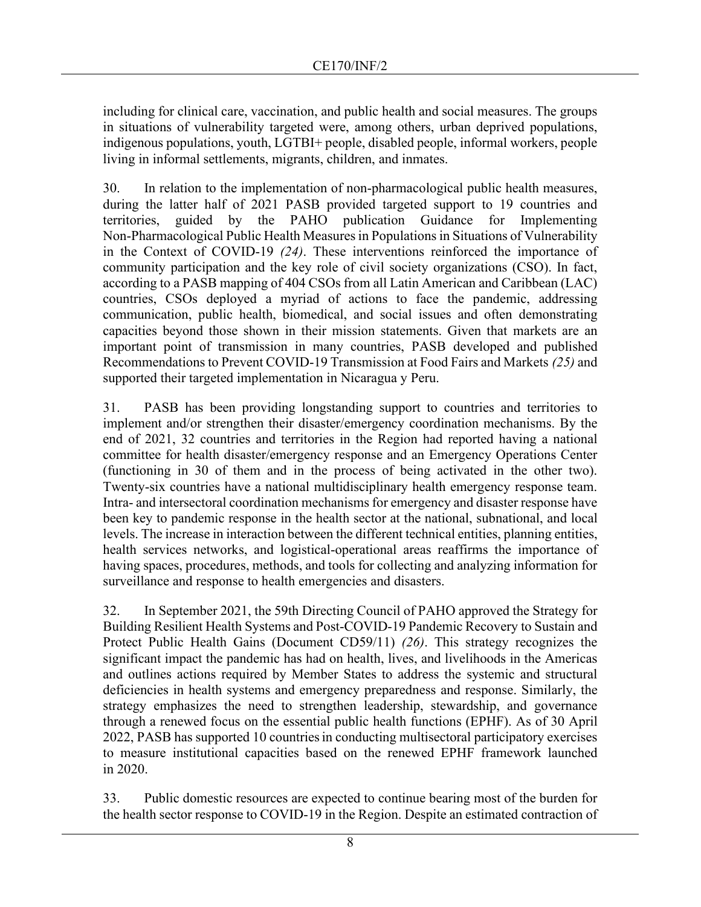including for clinical care, vaccination, and public health and social measures. The groups in situations of vulnerability targeted were, among others, urban deprived populations, indigenous populations, youth, LGTBI+ people, disabled people, informal workers, people living in informal settlements, migrants, children, and inmates.

30. In relation to the implementation of non-pharmacological public health measures, during the latter half of 2021 PASB provided targeted support to 19 countries and territories, guided by the PAHO publication Guidance for Implementing Non-Pharmacological Public Health Measures in Populations in Situations of Vulnerability in the Context of COVID-19 *(24)*. These interventions reinforced the importance of community participation and the key role of civil society organizations (CSO). In fact, according to a PASB mapping of 404 CSOs from all Latin American and Caribbean (LAC) countries, CSOs deployed a myriad of actions to face the pandemic, addressing communication, public health, biomedical, and social issues and often demonstrating capacities beyond those shown in their mission statements. Given that markets are an important point of transmission in many countries, PASB developed and published Recommendations to Prevent COVID-19 Transmission at Food Fairs and Markets *(25)* and supported their targeted implementation in Nicaragua y Peru.

31. PASB has been providing longstanding support to countries and territories to implement and/or strengthen their disaster/emergency coordination mechanisms. By the end of 2021, 32 countries and territories in the Region had reported having a national committee for health disaster/emergency response and an Emergency Operations Center (functioning in 30 of them and in the process of being activated in the other two). Twenty-six countries have a national multidisciplinary health emergency response team. Intra- and intersectoral coordination mechanisms for emergency and disaster response have been key to pandemic response in the health sector at the national, subnational, and local levels. The increase in interaction between the different technical entities, planning entities, health services networks, and logistical-operational areas reaffirms the importance of having spaces, procedures, methods, and tools for collecting and analyzing information for surveillance and response to health emergencies and disasters.

32. In September 2021, the 59th Directing Council of PAHO approved the Strategy for Building Resilient Health Systems and Post-COVID-19 Pandemic Recovery to Sustain and Protect Public Health Gains (Document CD59/11) *(26)*. This strategy recognizes the significant impact the pandemic has had on health, lives, and livelihoods in the Americas and outlines actions required by Member States to address the systemic and structural deficiencies in health systems and emergency preparedness and response. Similarly, the strategy emphasizes the need to strengthen leadership, stewardship, and governance through a renewed focus on the essential public health functions (EPHF). As of 30 April 2022, PASB has supported 10 countries in conducting multisectoral participatory exercises to measure institutional capacities based on the renewed EPHF framework launched in 2020.

33. Public domestic resources are expected to continue bearing most of the burden for the health sector response to COVID-19 in the Region. Despite an estimated contraction of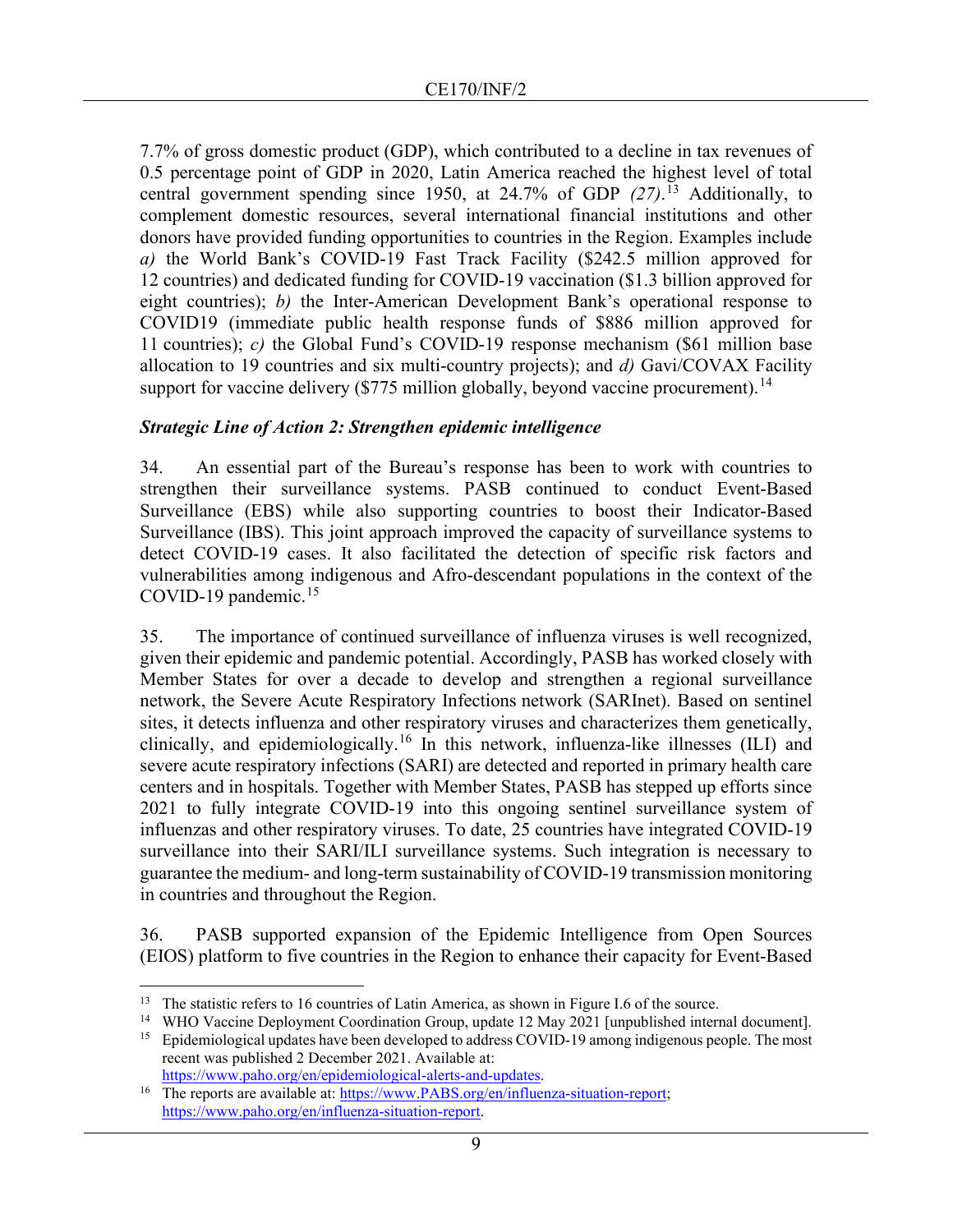7.7% of gross domestic product (GDP), which contributed to a decline in tax revenues of 0.5 percentage point of GDP in 2020, Latin America reached the highest level of total central government spending since 1950, at 24.7% of GDP *(27)*.[13] Additionally, to complement domestic resources, several international financial institutions and other donors have provided funding opportunities to countries in the Region. Examples include *a)* the World Bank's COVID-19 Fast Track Facility ($242.5 million approved for 12 countries) and dedicated funding for COVID-19 vaccination ($1.3 billion approved for eight countries); *b)* the Inter-American Development Bank's operational response to COVID19 (immediate public health response funds of $886 million approved for 11 countries); *c)* the Global Fund's COVID-19 response mechanism ($61 million base allocation to 19 countries and six multi-country projects); and *d)* Gavi/COVAX Facility support for vaccine delivery ($775 million globally, beyond vaccine procurement).[14]

***Strategic Line of Action 2: Strengthen epidemic intelligence***

34. An essential part of the Bureau's response has been to work with countries to strengthen their surveillance systems. PASB continued to conduct Event-Based Surveillance (EBS) while also supporting countries to boost their Indicator-Based Surveillance (IBS). This joint approach improved the capacity of surveillance systems to detect COVID-19 cases. It also facilitated the detection of specific risk factors and vulnerabilities among indigenous and Afro-descendant populations in the context of the COVID-19 pandemic.[15]

35. The importance of continued surveillance of influenza viruses is well recognized, given their epidemic and pandemic potential. Accordingly, PASB has worked closely with Member States for over a decade to develop and strengthen a regional surveillance network, the Severe Acute Respiratory Infections network (SARInet). Based on sentinel sites, it detects influenza and other respiratory viruses and characterizes them genetically, clinically, and epidemiologically.[16] In this network, influenza-like illnesses (ILI) and severe acute respiratory infections (SARI) are detected and reported in primary health care centers and in hospitals. Together with Member States, PASB has stepped up efforts since 2021 to fully integrate COVID-19 into this ongoing sentinel surveillance system of influenzas and other respiratory viruses. To date, 25 countries have integrated COVID-19 surveillance into their SARI/ILI surveillance systems. Such integration is necessary to guarantee the medium- and long-term sustainability of COVID-19 transmission monitoring in countries and throughout the Region.

36. PASB supported expansion of the Epidemic Intelligence from Open Sources (EIOS) platform to five countries in the Region to enhance their capacity for Event-Based

---

[13] The statistic refers to 16 countries of Latin America, as shown in Figure I.6 of the source.

[14] WHO Vaccine Deployment Coordination Group, update 12 May 2021 [unpublished internal document].

[15] Epidemiological updates have been developed to address COVID-19 among indigenous people. The most recent was published 2 December 2021. Available at: https://www.paho.org/en/epidemiological-alerts-and-updates.

[16] The reports are available at: https://www.PABS.org/en/influenza-situation-report; https://www.paho.org/en/influenza-situation-report.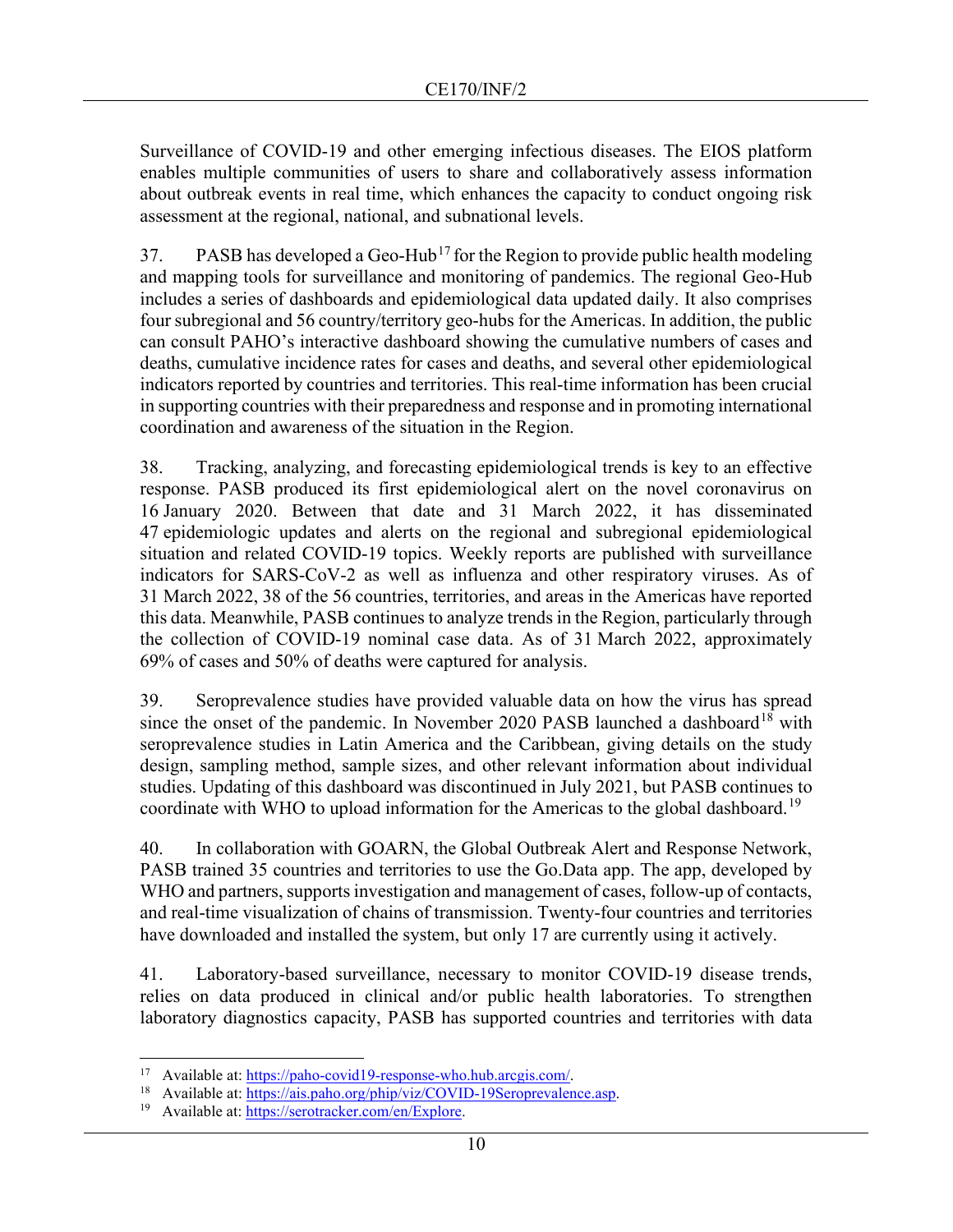Surveillance of COVID-19 and other emerging infectious diseases. The EIOS platform enables multiple communities of users to share and collaboratively assess information about outbreak events in real time, which enhances the capacity to conduct ongoing risk assessment at the regional, national, and subnational levels.

37. PASB has developed a Geo-Hub[17] for the Region to provide public health modeling and mapping tools for surveillance and monitoring of pandemics. The regional Geo-Hub includes a series of dashboards and epidemiological data updated daily. It also comprises four subregional and 56 country/territory geo-hubs for the Americas. In addition, the public can consult PAHO's interactive dashboard showing the cumulative numbers of cases and deaths, cumulative incidence rates for cases and deaths, and several other epidemiological indicators reported by countries and territories. This real-time information has been crucial in supporting countries with their preparedness and response and in promoting international coordination and awareness of the situation in the Region.

38. Tracking, analyzing, and forecasting epidemiological trends is key to an effective response. PASB produced its first epidemiological alert on the novel coronavirus on 16 January 2020. Between that date and 31 March 2022, it has disseminated 47 epidemiologic updates and alerts on the regional and subregional epidemiological situation and related COVID-19 topics. Weekly reports are published with surveillance indicators for SARS-CoV-2 as well as influenza and other respiratory viruses. As of 31 March 2022, 38 of the 56 countries, territories, and areas in the Americas have reported this data. Meanwhile, PASB continues to analyze trends in the Region, particularly through the collection of COVID-19 nominal case data. As of 31 March 2022, approximately 69% of cases and 50% of deaths were captured for analysis.

39. Seroprevalence studies have provided valuable data on how the virus has spread since the onset of the pandemic. In November 2020 PASB launched a dashboard[18] with seroprevalence studies in Latin America and the Caribbean, giving details on the study design, sampling method, sample sizes, and other relevant information about individual studies. Updating of this dashboard was discontinued in July 2021, but PASB continues to coordinate with WHO to upload information for the Americas to the global dashboard.[19]

40. In collaboration with GOARN, the Global Outbreak Alert and Response Network, PASB trained 35 countries and territories to use the Go.Data app. The app, developed by WHO and partners, supports investigation and management of cases, follow-up of contacts, and real-time visualization of chains of transmission. Twenty-four countries and territories have downloaded and installed the system, but only 17 are currently using it actively.

41. Laboratory-based surveillance, necessary to monitor COVID-19 disease trends, relies on data produced in clinical and/or public health laboratories. To strengthen laboratory diagnostics capacity, PASB has supported countries and territories with data

---

[17] Available at: https://paho-covid19-response-who.hub.arcgis.com/.

[18] Available at: https://ais.paho.org/phip/viz/COVID-19Seroprevalence.asp.

[19] Available at: https://serotracker.com/en/Explore.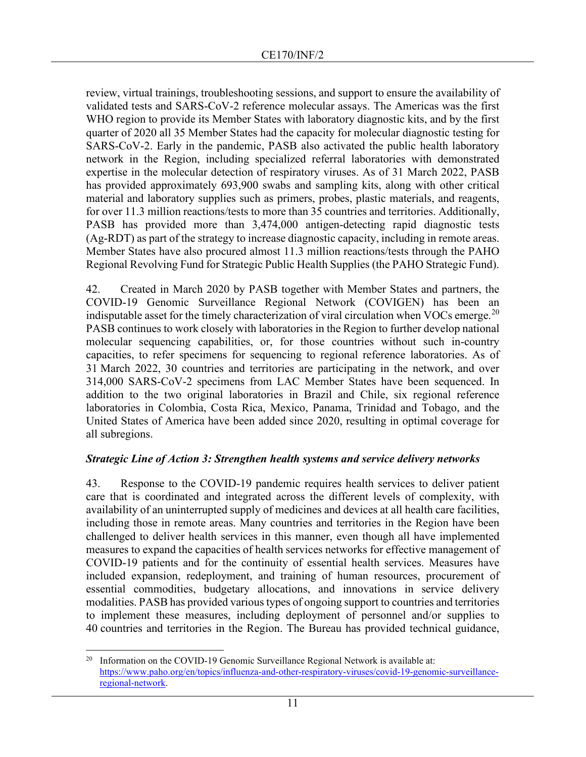review, virtual trainings, troubleshooting sessions, and support to ensure the availability of validated tests and SARS-CoV-2 reference molecular assays. The Americas was the first WHO region to provide its Member States with laboratory diagnostic kits, and by the first quarter of 2020 all 35 Member States had the capacity for molecular diagnostic testing for SARS-CoV-2. Early in the pandemic, PASB also activated the public health laboratory network in the Region, including specialized referral laboratories with demonstrated expertise in the molecular detection of respiratory viruses. As of 31 March 2022, PASB has provided approximately 693,900 swabs and sampling kits, along with other critical material and laboratory supplies such as primers, probes, plastic materials, and reagents, for over 11.3 million reactions/tests to more than 35 countries and territories. Additionally, PASB has provided more than 3,474,000 antigen-detecting rapid diagnostic tests (Ag-RDT) as part of the strategy to increase diagnostic capacity, including in remote areas. Member States have also procured almost 11.3 million reactions/tests through the PAHO Regional Revolving Fund for Strategic Public Health Supplies (the PAHO Strategic Fund).

42. Created in March 2020 by PASB together with Member States and partners, the COVID-19 Genomic Surveillance Regional Network (COVIGEN) has been an indisputable asset for the timely characterization of viral circulation when VOCs emerge.[20] PASB continues to work closely with laboratories in the Region to further develop national molecular sequencing capabilities, or, for those countries without such in-country capacities, to refer specimens for sequencing to regional reference laboratories. As of 31 March 2022, 30 countries and territories are participating in the network, and over 314,000 SARS-CoV-2 specimens from LAC Member States have been sequenced. In addition to the two original laboratories in Brazil and Chile, six regional reference laboratories in Colombia, Costa Rica, Mexico, Panama, Trinidad and Tobago, and the United States of America have been added since 2020, resulting in optimal coverage for all subregions.

***Strategic Line of Action 3: Strengthen health systems and service delivery networks***

43. Response to the COVID-19 pandemic requires health services to deliver patient care that is coordinated and integrated across the different levels of complexity, with availability of an uninterrupted supply of medicines and devices at all health care facilities, including those in remote areas. Many countries and territories in the Region have been challenged to deliver health services in this manner, even though all have implemented measures to expand the capacities of health services networks for effective management of COVID-19 patients and for the continuity of essential health services. Measures have included expansion, redeployment, and training of human resources, procurement of essential commodities, budgetary allocations, and innovations in service delivery modalities. PASB has provided various types of ongoing support to countries and territories to implement these measures, including deployment of personnel and/or supplies to 40 countries and territories in the Region. The Bureau has provided technical guidance,

---

[20] Information on the COVID-19 Genomic Surveillance Regional Network is available at: https://www.paho.org/en/topics/influenza-and-other-respiratory-viruses/covid-19-genomic-surveillance-regional-network.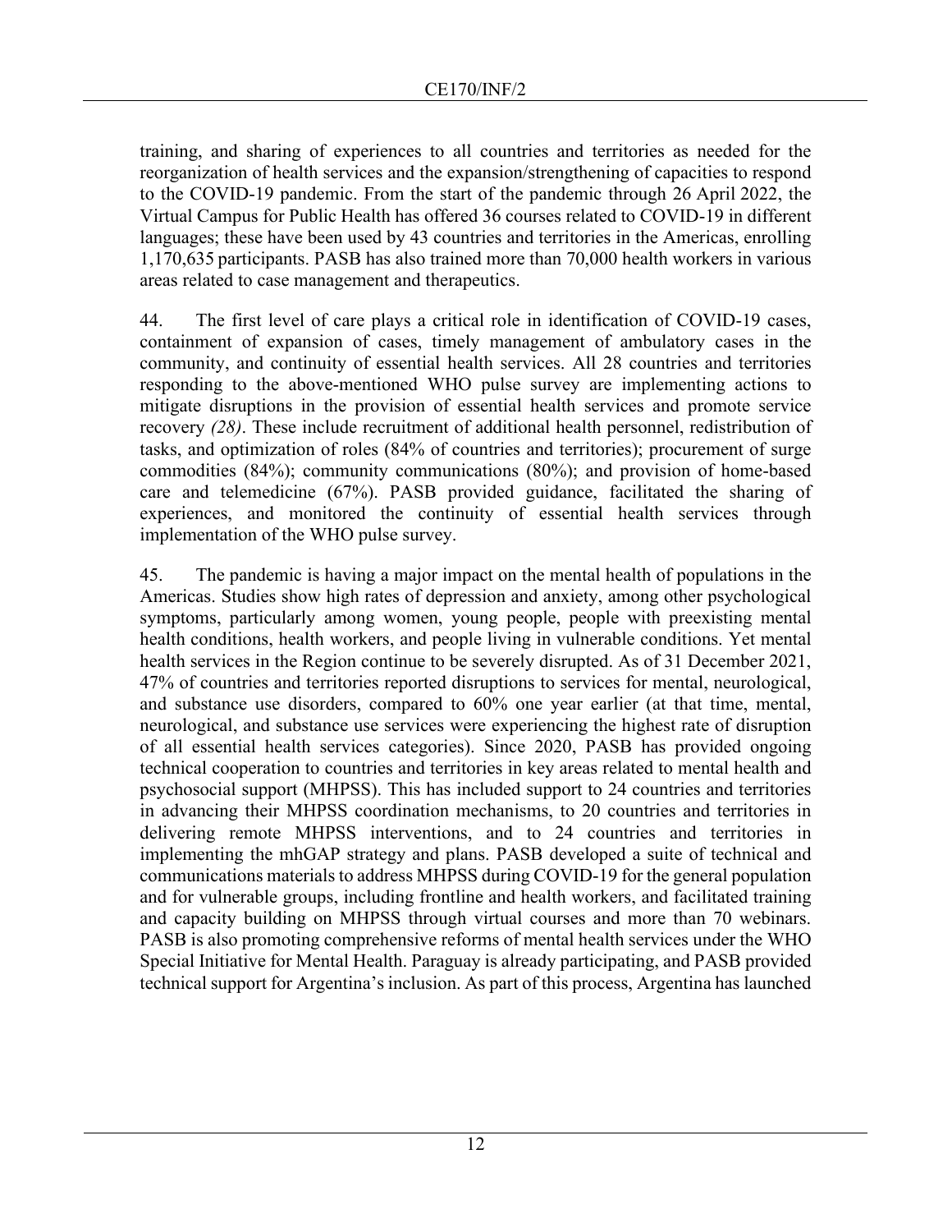training, and sharing of experiences to all countries and territories as needed for the reorganization of health services and the expansion/strengthening of capacities to respond to the COVID-19 pandemic. From the start of the pandemic through 26 April 2022, the Virtual Campus for Public Health has offered 36 courses related to COVID-19 in different languages; these have been used by 43 countries and territories in the Americas, enrolling 1,170,635 participants. PASB has also trained more than 70,000 health workers in various areas related to case management and therapeutics.

44. The first level of care plays a critical role in identification of COVID-19 cases, containment of expansion of cases, timely management of ambulatory cases in the community, and continuity of essential health services. All 28 countries and territories responding to the above-mentioned WHO pulse survey are implementing actions to mitigate disruptions in the provision of essential health services and promote service recovery *(28)*. These include recruitment of additional health personnel, redistribution of tasks, and optimization of roles (84% of countries and territories); procurement of surge commodities (84%); community communications (80%); and provision of home-based care and telemedicine (67%). PASB provided guidance, facilitated the sharing of experiences, and monitored the continuity of essential health services through implementation of the WHO pulse survey.

45. The pandemic is having a major impact on the mental health of populations in the Americas. Studies show high rates of depression and anxiety, among other psychological symptoms, particularly among women, young people, people with preexisting mental health conditions, health workers, and people living in vulnerable conditions. Yet mental health services in the Region continue to be severely disrupted. As of 31 December 2021, 47% of countries and territories reported disruptions to services for mental, neurological, and substance use disorders, compared to 60% one year earlier (at that time, mental, neurological, and substance use services were experiencing the highest rate of disruption of all essential health services categories). Since 2020, PASB has provided ongoing technical cooperation to countries and territories in key areas related to mental health and psychosocial support (MHPSS). This has included support to 24 countries and territories in advancing their MHPSS coordination mechanisms, to 20 countries and territories in delivering remote MHPSS interventions, and to 24 countries and territories in implementing the mhGAP strategy and plans. PASB developed a suite of technical and communications materials to address MHPSS during COVID-19 for the general population and for vulnerable groups, including frontline and health workers, and facilitated training and capacity building on MHPSS through virtual courses and more than 70 webinars. PASB is also promoting comprehensive reforms of mental health services under the WHO Special Initiative for Mental Health. Paraguay is already participating, and PASB provided technical support for Argentina's inclusion. As part of this process, Argentina has launched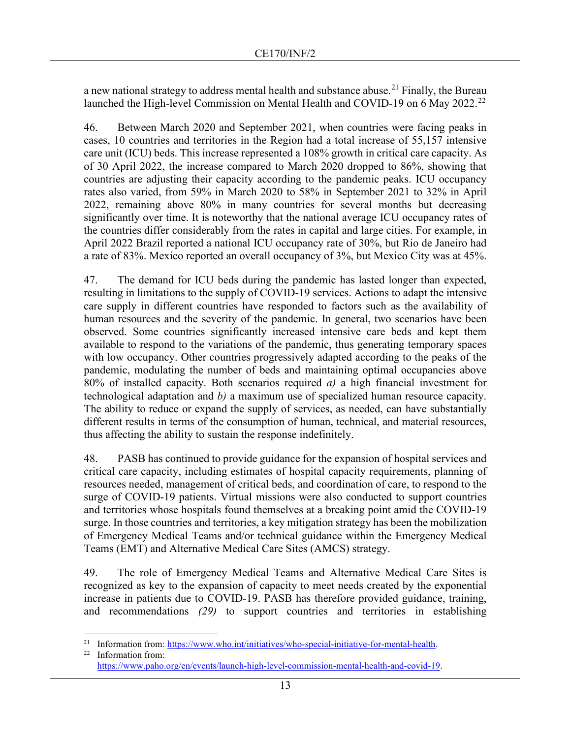a new national strategy to address mental health and substance abuse.[21] Finally, the Bureau launched the High-level Commission on Mental Health and COVID-19 on 6 May 2022.[22]

46. Between March 2020 and September 2021, when countries were facing peaks in cases, 10 countries and territories in the Region had a total increase of 55,157 intensive care unit (ICU) beds. This increase represented a 108% growth in critical care capacity. As of 30 April 2022, the increase compared to March 2020 dropped to 86%, showing that countries are adjusting their capacity according to the pandemic peaks. ICU occupancy rates also varied, from 59% in March 2020 to 58% in September 2021 to 32% in April 2022, remaining above 80% in many countries for several months but decreasing significantly over time. It is noteworthy that the national average ICU occupancy rates of the countries differ considerably from the rates in capital and large cities. For example, in April 2022 Brazil reported a national ICU occupancy rate of 30%, but Rio de Janeiro had a rate of 83%. Mexico reported an overall occupancy of 3%, but Mexico City was at 45%.

47. The demand for ICU beds during the pandemic has lasted longer than expected, resulting in limitations to the supply of COVID-19 services. Actions to adapt the intensive care supply in different countries have responded to factors such as the availability of human resources and the severity of the pandemic. In general, two scenarios have been observed. Some countries significantly increased intensive care beds and kept them available to respond to the variations of the pandemic, thus generating temporary spaces with low occupancy. Other countries progressively adapted according to the peaks of the pandemic, modulating the number of beds and maintaining optimal occupancies above 80% of installed capacity. Both scenarios required *a)* a high financial investment for technological adaptation and *b)* a maximum use of specialized human resource capacity. The ability to reduce or expand the supply of services, as needed, can have substantially different results in terms of the consumption of human, technical, and material resources, thus affecting the ability to sustain the response indefinitely.

48. PASB has continued to provide guidance for the expansion of hospital services and critical care capacity, including estimates of hospital capacity requirements, planning of resources needed, management of critical beds, and coordination of care, to respond to the surge of COVID-19 patients. Virtual missions were also conducted to support countries and territories whose hospitals found themselves at a breaking point amid the COVID-19 surge. In those countries and territories, a key mitigation strategy has been the mobilization of Emergency Medical Teams and/or technical guidance within the Emergency Medical Teams (EMT) and Alternative Medical Care Sites (AMCS) strategy.

49. The role of Emergency Medical Teams and Alternative Medical Care Sites is recognized as key to the expansion of capacity to meet needs created by the exponential increase in patients due to COVID-19. PASB has therefore provided guidance, training, and recommendations *(29)* to support countries and territories in establishing

---

[21] Information from: https://www.who.int/initiatives/who-special-initiative-for-mental-health.

[22] Information from: https://www.paho.org/en/events/launch-high-level-commission-mental-health-and-covid-19.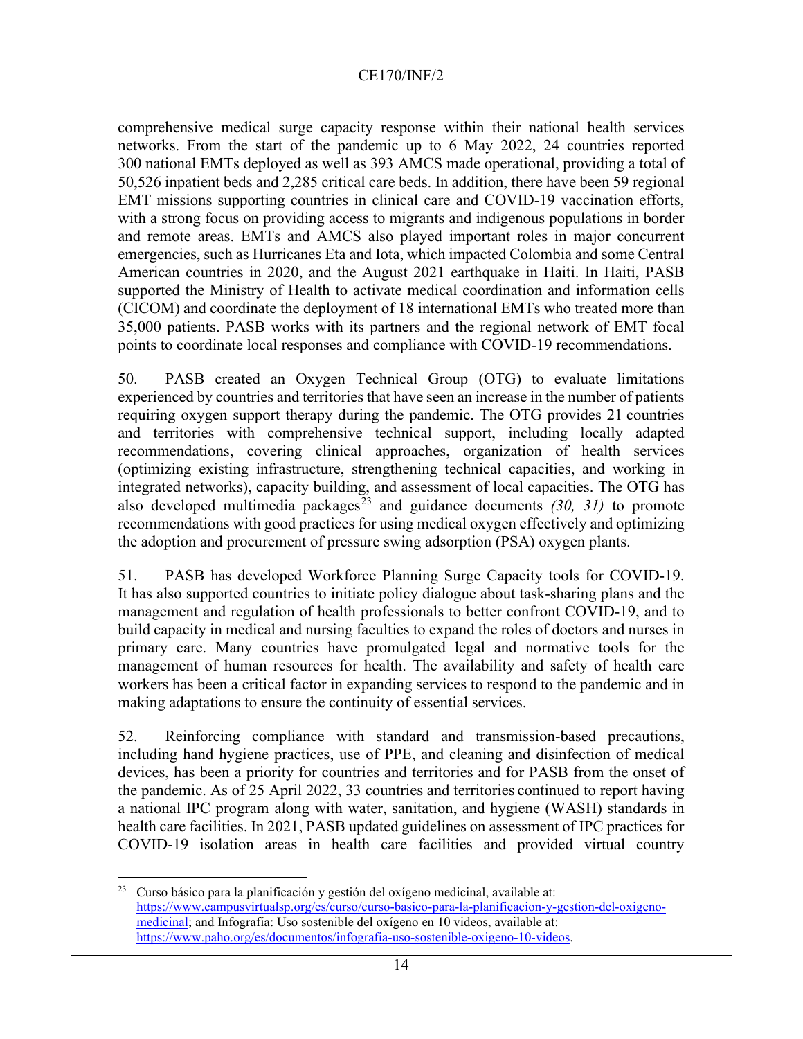comprehensive medical surge capacity response within their national health services networks. From the start of the pandemic up to 6 May 2022, 24 countries reported 300 national EMTs deployed as well as 393 AMCS made operational, providing a total of 50,526 inpatient beds and 2,285 critical care beds. In addition, there have been 59 regional EMT missions supporting countries in clinical care and COVID-19 vaccination efforts, with a strong focus on providing access to migrants and indigenous populations in border and remote areas. EMTs and AMCS also played important roles in major concurrent emergencies, such as Hurricanes Eta and Iota, which impacted Colombia and some Central American countries in 2020, and the August 2021 earthquake in Haiti. In Haiti, PASB supported the Ministry of Health to activate medical coordination and information cells (CICOM) and coordinate the deployment of 18 international EMTs who treated more than 35,000 patients. PASB works with its partners and the regional network of EMT focal points to coordinate local responses and compliance with COVID-19 recommendations.

50. PASB created an Oxygen Technical Group (OTG) to evaluate limitations experienced by countries and territories that have seen an increase in the number of patients requiring oxygen support therapy during the pandemic. The OTG provides 21 countries and territories with comprehensive technical support, including locally adapted recommendations, covering clinical approaches, organization of health services (optimizing existing infrastructure, strengthening technical capacities, and working in integrated networks), capacity building, and assessment of local capacities. The OTG has also developed multimedia packages[23] and guidance documents *(30, 31)* to promote recommendations with good practices for using medical oxygen effectively and optimizing the adoption and procurement of pressure swing adsorption (PSA) oxygen plants.

51. PASB has developed Workforce Planning Surge Capacity tools for COVID-19. It has also supported countries to initiate policy dialogue about task-sharing plans and the management and regulation of health professionals to better confront COVID-19, and to build capacity in medical and nursing faculties to expand the roles of doctors and nurses in primary care. Many countries have promulgated legal and normative tools for the management of human resources for health. The availability and safety of health care workers has been a critical factor in expanding services to respond to the pandemic and in making adaptations to ensure the continuity of essential services.

52. Reinforcing compliance with standard and transmission-based precautions, including hand hygiene practices, use of PPE, and cleaning and disinfection of medical devices, has been a priority for countries and territories and for PASB from the onset of the pandemic. As of 25 April 2022, 33 countries and territories continued to report having a national IPC program along with water, sanitation, and hygiene (WASH) standards in health care facilities. In 2021, PASB updated guidelines on assessment of IPC practices for COVID-19 isolation areas in health care facilities and provided virtual country

---

[23] Curso básico para la planificación y gestión del oxígeno medicinal, available at: https://www.campusvirtualsp.org/es/curso/curso-basico-para-la-planificacion-y-gestion-del-oxigeno-medicinal; and Infografía: Uso sostenible del oxígeno en 10 videos, available at: https://www.paho.org/es/documentos/infografia-uso-sostenible-oxigeno-10-videos.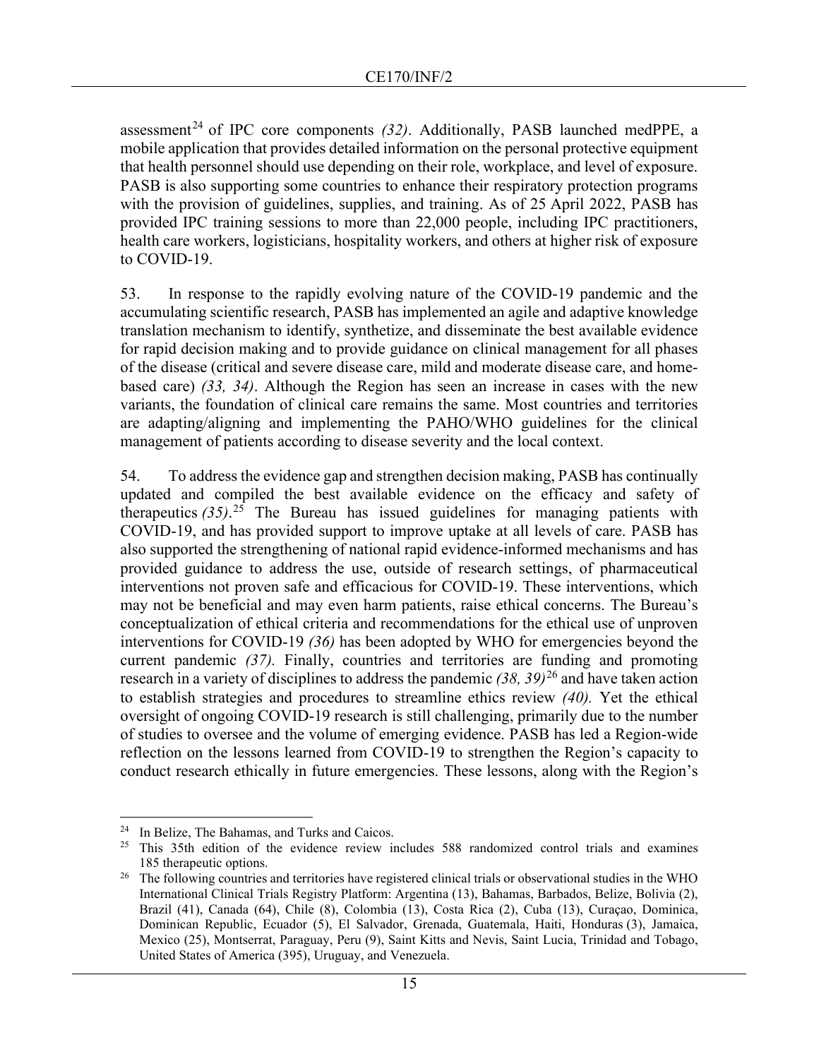assessment[24] of IPC core components *(32)*. Additionally, PASB launched medPPE, a mobile application that provides detailed information on the personal protective equipment that health personnel should use depending on their role, workplace, and level of exposure. PASB is also supporting some countries to enhance their respiratory protection programs with the provision of guidelines, supplies, and training. As of 25 April 2022, PASB has provided IPC training sessions to more than 22,000 people, including IPC practitioners, health care workers, logisticians, hospitality workers, and others at higher risk of exposure to COVID-19.

53. In response to the rapidly evolving nature of the COVID-19 pandemic and the accumulating scientific research, PASB has implemented an agile and adaptive knowledge translation mechanism to identify, synthetize, and disseminate the best available evidence for rapid decision making and to provide guidance on clinical management for all phases of the disease (critical and severe disease care, mild and moderate disease care, and home-based care) *(33, 34)*. Although the Region has seen an increase in cases with the new variants, the foundation of clinical care remains the same. Most countries and territories are adapting/aligning and implementing the PAHO/WHO guidelines for the clinical management of patients according to disease severity and the local context.

54. To address the evidence gap and strengthen decision making, PASB has continually updated and compiled the best available evidence on the efficacy and safety of therapeutics *(35)*.[25] The Bureau has issued guidelines for managing patients with COVID-19, and has provided support to improve uptake at all levels of care. PASB has also supported the strengthening of national rapid evidence-informed mechanisms and has provided guidance to address the use, outside of research settings, of pharmaceutical interventions not proven safe and efficacious for COVID-19. These interventions, which may not be beneficial and may even harm patients, raise ethical concerns. The Bureau's conceptualization of ethical criteria and recommendations for the ethical use of unproven interventions for COVID-19 *(36)* has been adopted by WHO for emergencies beyond the current pandemic *(37)*. Finally, countries and territories are funding and promoting research in a variety of disciplines to address the pandemic *(38, 39)*[26] and have taken action to establish strategies and procedures to streamline ethics review *(40)*. Yet the ethical oversight of ongoing COVID-19 research is still challenging, primarily due to the number of studies to oversee and the volume of emerging evidence. PASB has led a Region-wide reflection on the lessons learned from COVID-19 to strengthen the Region's capacity to conduct research ethically in future emergencies. These lessons, along with the Region's

---

[24] In Belize, The Bahamas, and Turks and Caicos.

[25] This 35th edition of the evidence review includes 588 randomized control trials and examines 185 therapeutic options.

[26] The following countries and territories have registered clinical trials or observational studies in the WHO International Clinical Trials Registry Platform: Argentina (13), Bahamas, Barbados, Belize, Bolivia (2), Brazil (41), Canada (64), Chile (8), Colombia (13), Costa Rica (2), Cuba (13), Curaçao, Dominica, Dominican Republic, Ecuador (5), El Salvador, Grenada, Guatemala, Haiti, Honduras (3), Jamaica, Mexico (25), Montserrat, Paraguay, Peru (9), Saint Kitts and Nevis, Saint Lucia, Trinidad and Tobago, United States of America (395), Uruguay, and Venezuela.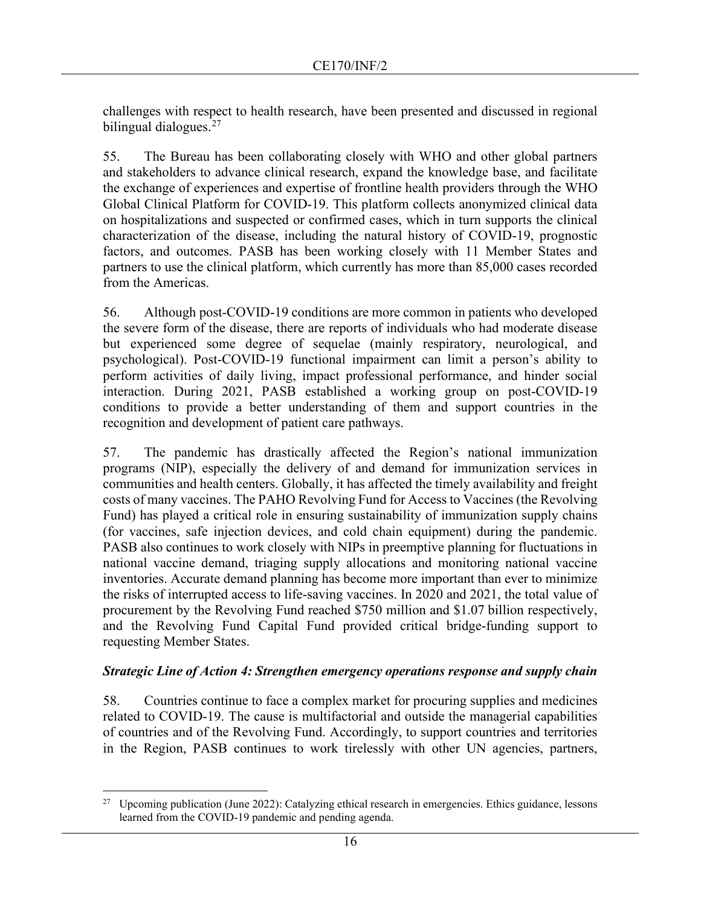challenges with respect to health research, have been presented and discussed in regional bilingual dialogues.[27]

55. The Bureau has been collaborating closely with WHO and other global partners and stakeholders to advance clinical research, expand the knowledge base, and facilitate the exchange of experiences and expertise of frontline health providers through the WHO Global Clinical Platform for COVID-19. This platform collects anonymized clinical data on hospitalizations and suspected or confirmed cases, which in turn supports the clinical characterization of the disease, including the natural history of COVID-19, prognostic factors, and outcomes. PASB has been working closely with 11 Member States and partners to use the clinical platform, which currently has more than 85,000 cases recorded from the Americas.

56. Although post-COVID-19 conditions are more common in patients who developed the severe form of the disease, there are reports of individuals who had moderate disease but experienced some degree of sequelae (mainly respiratory, neurological, and psychological). Post-COVID-19 functional impairment can limit a person's ability to perform activities of daily living, impact professional performance, and hinder social interaction. During 2021, PASB established a working group on post-COVID-19 conditions to provide a better understanding of them and support countries in the recognition and development of patient care pathways.

57. The pandemic has drastically affected the Region's national immunization programs (NIP), especially the delivery of and demand for immunization services in communities and health centers. Globally, it has affected the timely availability and freight costs of many vaccines. The PAHO Revolving Fund for Access to Vaccines (the Revolving Fund) has played a critical role in ensuring sustainability of immunization supply chains (for vaccines, safe injection devices, and cold chain equipment) during the pandemic. PASB also continues to work closely with NIPs in preemptive planning for fluctuations in national vaccine demand, triaging supply allocations and monitoring national vaccine inventories. Accurate demand planning has become more important than ever to minimize the risks of interrupted access to life-saving vaccines. In 2020 and 2021, the total value of procurement by the Revolving Fund reached $750 million and $1.07 billion respectively, and the Revolving Fund Capital Fund provided critical bridge-funding support to requesting Member States.

***Strategic Line of Action 4: Strengthen emergency operations response and supply chain***

58. Countries continue to face a complex market for procuring supplies and medicines related to COVID-19. The cause is multifactorial and outside the managerial capabilities of countries and of the Revolving Fund. Accordingly, to support countries and territories in the Region, PASB continues to work tirelessly with other UN agencies, partners,

---

[27] Upcoming publication (June 2022): Catalyzing ethical research in emergencies. Ethics guidance, lessons learned from the COVID-19 pandemic and pending agenda.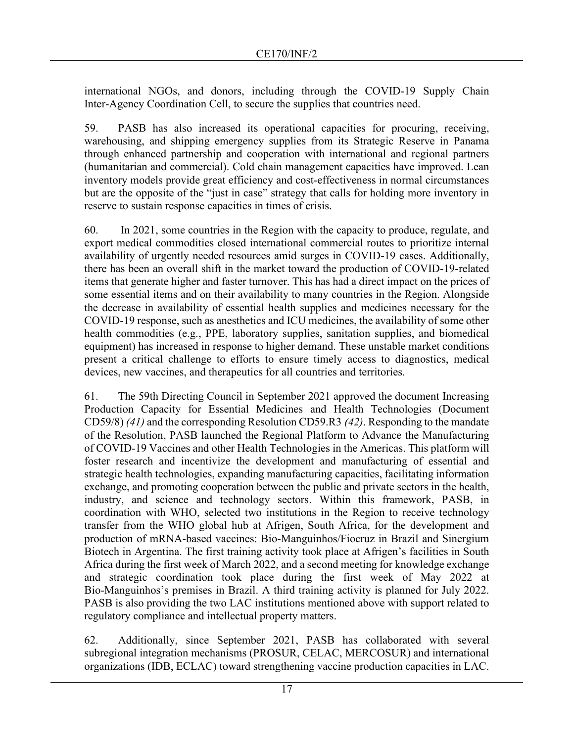international NGOs, and donors, including through the COVID-19 Supply Chain Inter-Agency Coordination Cell, to secure the supplies that countries need.

59. PASB has also increased its operational capacities for procuring, receiving, warehousing, and shipping emergency supplies from its Strategic Reserve in Panama through enhanced partnership and cooperation with international and regional partners (humanitarian and commercial). Cold chain management capacities have improved. Lean inventory models provide great efficiency and cost-effectiveness in normal circumstances but are the opposite of the "just in case" strategy that calls for holding more inventory in reserve to sustain response capacities in times of crisis.

60. In 2021, some countries in the Region with the capacity to produce, regulate, and export medical commodities closed international commercial routes to prioritize internal availability of urgently needed resources amid surges in COVID-19 cases. Additionally, there has been an overall shift in the market toward the production of COVID-19-related items that generate higher and faster turnover. This has had a direct impact on the prices of some essential items and on their availability to many countries in the Region. Alongside the decrease in availability of essential health supplies and medicines necessary for the COVID-19 response, such as anesthetics and ICU medicines, the availability of some other health commodities (e.g., PPE, laboratory supplies, sanitation supplies, and biomedical equipment) has increased in response to higher demand. These unstable market conditions present a critical challenge to efforts to ensure timely access to diagnostics, medical devices, new vaccines, and therapeutics for all countries and territories.

61. The 59th Directing Council in September 2021 approved the document Increasing Production Capacity for Essential Medicines and Health Technologies (Document CD59/8) *(41)* and the corresponding Resolution CD59.R3 *(42)*. Responding to the mandate of the Resolution, PASB launched the Regional Platform to Advance the Manufacturing of COVID-19 Vaccines and other Health Technologies in the Americas. This platform will foster research and incentivize the development and manufacturing of essential and strategic health technologies, expanding manufacturing capacities, facilitating information exchange, and promoting cooperation between the public and private sectors in the health, industry, and science and technology sectors. Within this framework, PASB, in coordination with WHO, selected two institutions in the Region to receive technology transfer from the WHO global hub at Afrigen, South Africa, for the development and production of mRNA-based vaccines: Bio-Manguinhos/Fiocruz in Brazil and Sinergium Biotech in Argentina. The first training activity took place at Afrigen's facilities in South Africa during the first week of March 2022, and a second meeting for knowledge exchange and strategic coordination took place during the first week of May 2022 at Bio-Manguinhos's premises in Brazil. A third training activity is planned for July 2022. PASB is also providing the two LAC institutions mentioned above with support related to regulatory compliance and intellectual property matters.

62. Additionally, since September 2021, PASB has collaborated with several subregional integration mechanisms (PROSUR, CELAC, MERCOSUR) and international organizations (IDB, ECLAC) toward strengthening vaccine production capacities in LAC.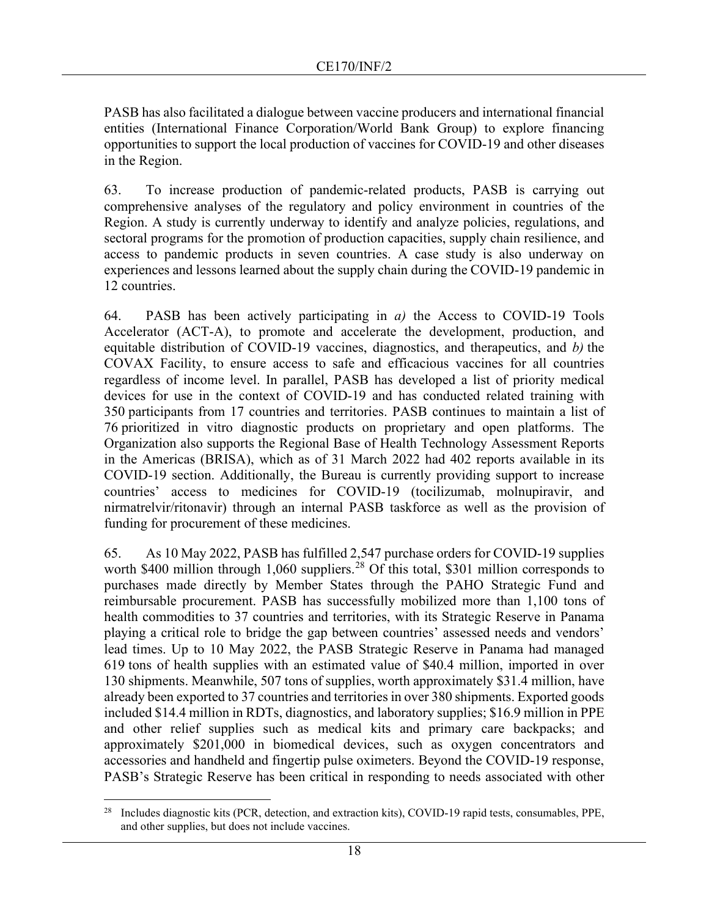PASB has also facilitated a dialogue between vaccine producers and international financial entities (International Finance Corporation/World Bank Group) to explore financing opportunities to support the local production of vaccines for COVID-19 and other diseases in the Region.

63. To increase production of pandemic-related products, PASB is carrying out comprehensive analyses of the regulatory and policy environment in countries of the Region. A study is currently underway to identify and analyze policies, regulations, and sectoral programs for the promotion of production capacities, supply chain resilience, and access to pandemic products in seven countries. A case study is also underway on experiences and lessons learned about the supply chain during the COVID-19 pandemic in 12 countries.

64. PASB has been actively participating in *a)* the Access to COVID-19 Tools Accelerator (ACT-A), to promote and accelerate the development, production, and equitable distribution of COVID-19 vaccines, diagnostics, and therapeutics, and *b)* the COVAX Facility, to ensure access to safe and efficacious vaccines for all countries regardless of income level. In parallel, PASB has developed a list of priority medical devices for use in the context of COVID-19 and has conducted related training with 350 participants from 17 countries and territories. PASB continues to maintain a list of 76 prioritized in vitro diagnostic products on proprietary and open platforms. The Organization also supports the Regional Base of Health Technology Assessment Reports in the Americas (BRISA), which as of 31 March 2022 had 402 reports available in its COVID-19 section. Additionally, the Bureau is currently providing support to increase countries' access to medicines for COVID-19 (tocilizumab, molnupiravir, and nirmatrelvir/ritonavir) through an internal PASB taskforce as well as the provision of funding for procurement of these medicines.

65. As 10 May 2022, PASB has fulfilled 2,547 purchase orders for COVID-19 supplies worth \$400 million through 1,060 suppliers.[28] Of this total, \$301 million corresponds to purchases made directly by Member States through the PAHO Strategic Fund and reimbursable procurement. PASB has successfully mobilized more than 1,100 tons of health commodities to 37 countries and territories, with its Strategic Reserve in Panama playing a critical role to bridge the gap between countries' assessed needs and vendors' lead times. Up to 10 May 2022, the PASB Strategic Reserve in Panama had managed 619 tons of health supplies with an estimated value of \$40.4 million, imported in over 130 shipments. Meanwhile, 507 tons of supplies, worth approximately \$31.4 million, have already been exported to 37 countries and territories in over 380 shipments. Exported goods included \$14.4 million in RDTs, diagnostics, and laboratory supplies; \$16.9 million in PPE and other relief supplies such as medical kits and primary care backpacks; and approximately \$201,000 in biomedical devices, such as oxygen concentrators and accessories and handheld and fingertip pulse oximeters. Beyond the COVID-19 response, PASB's Strategic Reserve has been critical in responding to needs associated with other

---

[28] Includes diagnostic kits (PCR, detection, and extraction kits), COVID-19 rapid tests, consumables, PPE, and other supplies, but does not include vaccines.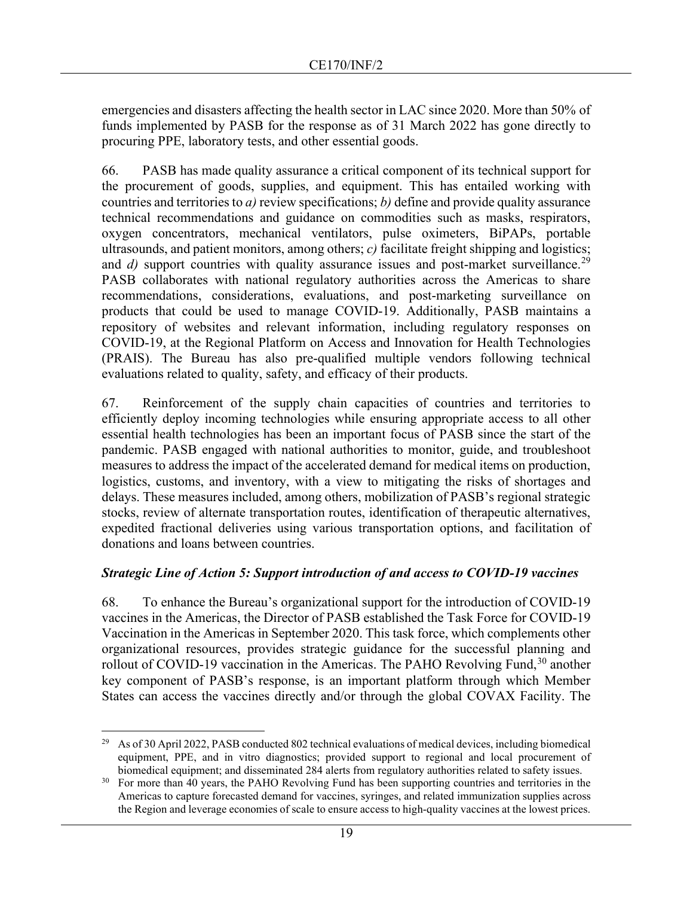emergencies and disasters affecting the health sector in LAC since 2020. More than 50% of funds implemented by PASB for the response as of 31 March 2022 has gone directly to procuring PPE, laboratory tests, and other essential goods.

66. PASB has made quality assurance a critical component of its technical support for the procurement of goods, supplies, and equipment. This has entailed working with countries and territories to *a)* review specifications; *b)* define and provide quality assurance technical recommendations and guidance on commodities such as masks, respirators, oxygen concentrators, mechanical ventilators, pulse oximeters, BiPAPs, portable ultrasounds, and patient monitors, among others; *c)* facilitate freight shipping and logistics; and *d)* support countries with quality assurance issues and post-market surveillance.[29] PASB collaborates with national regulatory authorities across the Americas to share recommendations, considerations, evaluations, and post-marketing surveillance on products that could be used to manage COVID-19. Additionally, PASB maintains a repository of websites and relevant information, including regulatory responses on COVID-19, at the Regional Platform on Access and Innovation for Health Technologies (PRAIS). The Bureau has also pre-qualified multiple vendors following technical evaluations related to quality, safety, and efficacy of their products.

67. Reinforcement of the supply chain capacities of countries and territories to efficiently deploy incoming technologies while ensuring appropriate access to all other essential health technologies has been an important focus of PASB since the start of the pandemic. PASB engaged with national authorities to monitor, guide, and troubleshoot measures to address the impact of the accelerated demand for medical items on production, logistics, customs, and inventory, with a view to mitigating the risks of shortages and delays. These measures included, among others, mobilization of PASB's regional strategic stocks, review of alternate transportation routes, identification of therapeutic alternatives, expedited fractional deliveries using various transportation options, and facilitation of donations and loans between countries.

***Strategic Line of Action 5: Support introduction of and access to COVID-19 vaccines***

68. To enhance the Bureau's organizational support for the introduction of COVID-19 vaccines in the Americas, the Director of PASB established the Task Force for COVID-19 Vaccination in the Americas in September 2020. This task force, which complements other organizational resources, provides strategic guidance for the successful planning and rollout of COVID-19 vaccination in the Americas. The PAHO Revolving Fund,[30] another key component of PASB's response, is an important platform through which Member States can access the vaccines directly and/or through the global COVAX Facility. The

---

[29] As of 30 April 2022, PASB conducted 802 technical evaluations of medical devices, including biomedical equipment, PPE, and in vitro diagnostics; provided support to regional and local procurement of biomedical equipment; and disseminated 284 alerts from regulatory authorities related to safety issues.

[30] For more than 40 years, the PAHO Revolving Fund has been supporting countries and territories in the Americas to capture forecasted demand for vaccines, syringes, and related immunization supplies across the Region and leverage economies of scale to ensure access to high-quality vaccines at the lowest prices.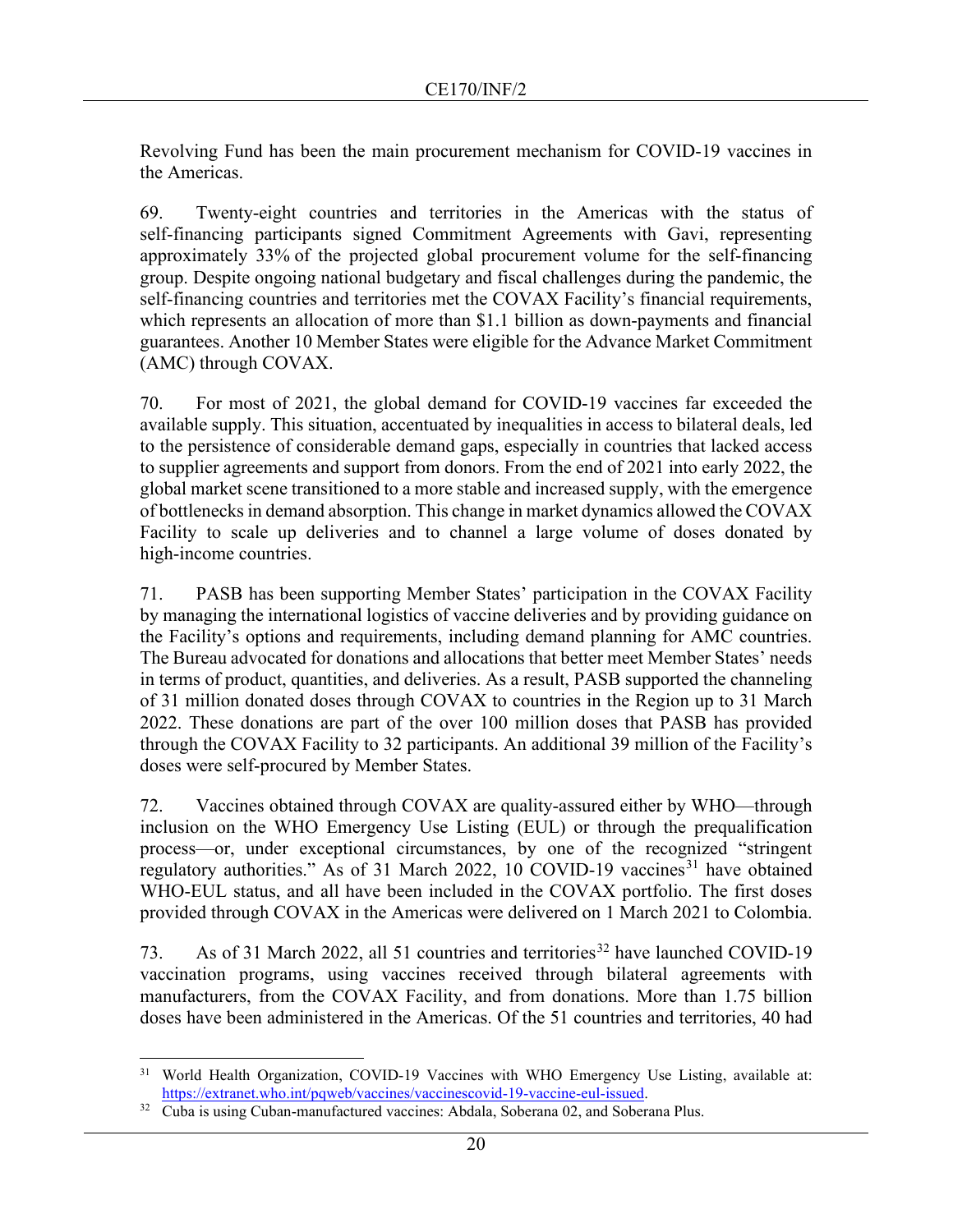Revolving Fund has been the main procurement mechanism for COVID-19 vaccines in the Americas.

69. Twenty-eight countries and territories in the Americas with the status of self-financing participants signed Commitment Agreements with Gavi, representing approximately 33% of the projected global procurement volume for the self-financing group. Despite ongoing national budgetary and fiscal challenges during the pandemic, the self-financing countries and territories met the COVAX Facility's financial requirements, which represents an allocation of more than $1.1 billion as down-payments and financial guarantees. Another 10 Member States were eligible for the Advance Market Commitment (AMC) through COVAX.

70. For most of 2021, the global demand for COVID-19 vaccines far exceeded the available supply. This situation, accentuated by inequalities in access to bilateral deals, led to the persistence of considerable demand gaps, especially in countries that lacked access to supplier agreements and support from donors. From the end of 2021 into early 2022, the global market scene transitioned to a more stable and increased supply, with the emergence of bottlenecks in demand absorption. This change in market dynamics allowed the COVAX Facility to scale up deliveries and to channel a large volume of doses donated by high-income countries.

71. PASB has been supporting Member States' participation in the COVAX Facility by managing the international logistics of vaccine deliveries and by providing guidance on the Facility's options and requirements, including demand planning for AMC countries. The Bureau advocated for donations and allocations that better meet Member States' needs in terms of product, quantities, and deliveries. As a result, PASB supported the channeling of 31 million donated doses through COVAX to countries in the Region up to 31 March 2022. These donations are part of the over 100 million doses that PASB has provided through the COVAX Facility to 32 participants. An additional 39 million of the Facility's doses were self-procured by Member States.

72. Vaccines obtained through COVAX are quality-assured either by WHO—through inclusion on the WHO Emergency Use Listing (EUL) or through the prequalification process—or, under exceptional circumstances, by one of the recognized "stringent regulatory authorities." As of 31 March 2022, 10 COVID-19 vaccines[31] have obtained WHO-EUL status, and all have been included in the COVAX portfolio. The first doses provided through COVAX in the Americas were delivered on 1 March 2021 to Colombia.

73. As of 31 March 2022, all 51 countries and territories[32] have launched COVID-19 vaccination programs, using vaccines received through bilateral agreements with manufacturers, from the COVAX Facility, and from donations. More than 1.75 billion doses have been administered in the Americas. Of the 51 countries and territories, 40 had

---

[31] World Health Organization, COVID-19 Vaccines with WHO Emergency Use Listing, available at: https://extranet.who.int/pqweb/vaccines/vaccinescovid-19-vaccine-eul-issued.

[32] Cuba is using Cuban-manufactured vaccines: Abdala, Soberana 02, and Soberana Plus.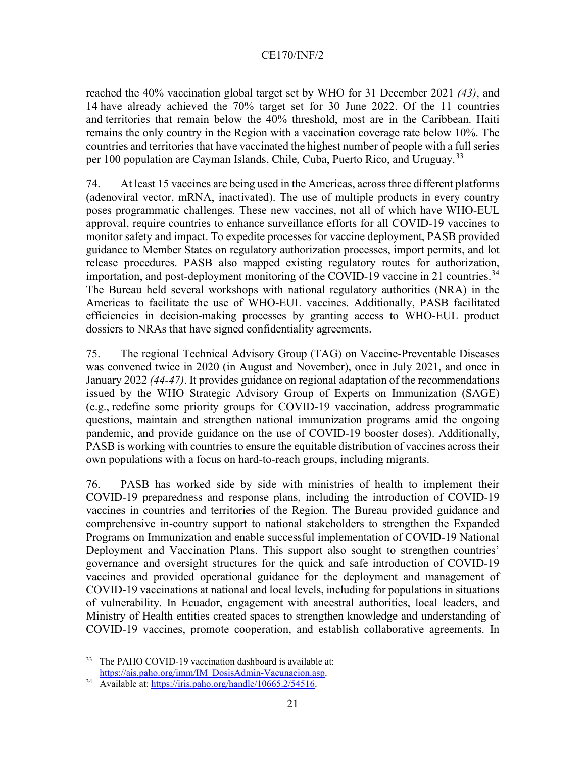reached the 40% vaccination global target set by WHO for 31 December 2021 *(43)*, and 14 have already achieved the 70% target set for 30 June 2022. Of the 11 countries and territories that remain below the 40% threshold, most are in the Caribbean. Haiti remains the only country in the Region with a vaccination coverage rate below 10%. The countries and territories that have vaccinated the highest number of people with a full series per 100 population are Cayman Islands, Chile, Cuba, Puerto Rico, and Uruguay.[33]

74. At least 15 vaccines are being used in the Americas, across three different platforms (adenoviral vector, mRNA, inactivated). The use of multiple products in every country poses programmatic challenges. These new vaccines, not all of which have WHO-EUL approval, require countries to enhance surveillance efforts for all COVID-19 vaccines to monitor safety and impact. To expedite processes for vaccine deployment, PASB provided guidance to Member States on regulatory authorization processes, import permits, and lot release procedures. PASB also mapped existing regulatory routes for authorization, importation, and post-deployment monitoring of the COVID-19 vaccine in 21 countries.[34] The Bureau held several workshops with national regulatory authorities (NRA) in the Americas to facilitate the use of WHO-EUL vaccines. Additionally, PASB facilitated efficiencies in decision-making processes by granting access to WHO-EUL product dossiers to NRAs that have signed confidentiality agreements.

75. The regional Technical Advisory Group (TAG) on Vaccine-Preventable Diseases was convened twice in 2020 (in August and November), once in July 2021, and once in January 2022 *(44-47)*. It provides guidance on regional adaptation of the recommendations issued by the WHO Strategic Advisory Group of Experts on Immunization (SAGE) (e.g., redefine some priority groups for COVID-19 vaccination, address programmatic questions, maintain and strengthen national immunization programs amid the ongoing pandemic, and provide guidance on the use of COVID-19 booster doses). Additionally, PASB is working with countries to ensure the equitable distribution of vaccines across their own populations with a focus on hard-to-reach groups, including migrants.

76. PASB has worked side by side with ministries of health to implement their COVID-19 preparedness and response plans, including the introduction of COVID-19 vaccines in countries and territories of the Region. The Bureau provided guidance and comprehensive in-country support to national stakeholders to strengthen the Expanded Programs on Immunization and enable successful implementation of COVID-19 National Deployment and Vaccination Plans. This support also sought to strengthen countries' governance and oversight structures for the quick and safe introduction of COVID-19 vaccines and provided operational guidance for the deployment and management of COVID-19 vaccinations at national and local levels, including for populations in situations of vulnerability. In Ecuador, engagement with ancestral authorities, local leaders, and Ministry of Health entities created spaces to strengthen knowledge and understanding of COVID-19 vaccines, promote cooperation, and establish collaborative agreements. In

---

[33] The PAHO COVID-19 vaccination dashboard is available at: https://ais.paho.org/imm/IM_DosisAdmin-Vacunacion.asp.

[34] Available at: https://iris.paho.org/handle/10665.2/54516.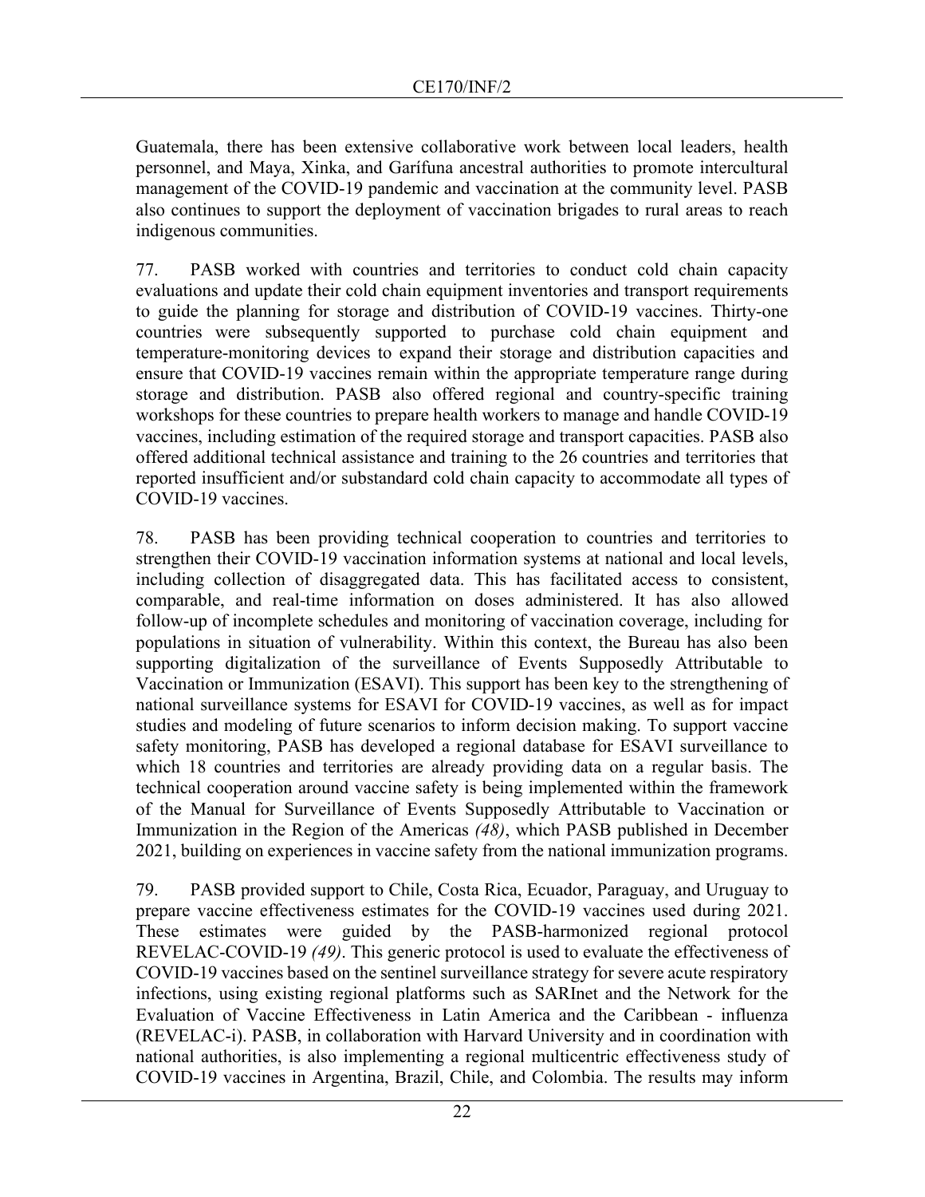Guatemala, there has been extensive collaborative work between local leaders, health personnel, and Maya, Xinka, and Garífuna ancestral authorities to promote intercultural management of the COVID-19 pandemic and vaccination at the community level. PASB also continues to support the deployment of vaccination brigades to rural areas to reach indigenous communities.

77. PASB worked with countries and territories to conduct cold chain capacity evaluations and update their cold chain equipment inventories and transport requirements to guide the planning for storage and distribution of COVID-19 vaccines. Thirty-one countries were subsequently supported to purchase cold chain equipment and temperature-monitoring devices to expand their storage and distribution capacities and ensure that COVID-19 vaccines remain within the appropriate temperature range during storage and distribution. PASB also offered regional and country-specific training workshops for these countries to prepare health workers to manage and handle COVID-19 vaccines, including estimation of the required storage and transport capacities. PASB also offered additional technical assistance and training to the 26 countries and territories that reported insufficient and/or substandard cold chain capacity to accommodate all types of COVID-19 vaccines.

78. PASB has been providing technical cooperation to countries and territories to strengthen their COVID-19 vaccination information systems at national and local levels, including collection of disaggregated data. This has facilitated access to consistent, comparable, and real-time information on doses administered. It has also allowed follow-up of incomplete schedules and monitoring of vaccination coverage, including for populations in situation of vulnerability. Within this context, the Bureau has also been supporting digitalization of the surveillance of Events Supposedly Attributable to Vaccination or Immunization (ESAVI). This support has been key to the strengthening of national surveillance systems for ESAVI for COVID-19 vaccines, as well as for impact studies and modeling of future scenarios to inform decision making. To support vaccine safety monitoring, PASB has developed a regional database for ESAVI surveillance to which 18 countries and territories are already providing data on a regular basis. The technical cooperation around vaccine safety is being implemented within the framework of the Manual for Surveillance of Events Supposedly Attributable to Vaccination or Immunization in the Region of the Americas *(48)*, which PASB published in December 2021, building on experiences in vaccine safety from the national immunization programs.

79. PASB provided support to Chile, Costa Rica, Ecuador, Paraguay, and Uruguay to prepare vaccine effectiveness estimates for the COVID-19 vaccines used during 2021. These estimates were guided by the PASB-harmonized regional protocol REVELAC-COVID-19 *(49)*. This generic protocol is used to evaluate the effectiveness of COVID-19 vaccines based on the sentinel surveillance strategy for severe acute respiratory infections, using existing regional platforms such as SARInet and the Network for the Evaluation of Vaccine Effectiveness in Latin America and the Caribbean - influenza (REVELAC-i). PASB, in collaboration with Harvard University and in coordination with national authorities, is also implementing a regional multicentric effectiveness study of COVID-19 vaccines in Argentina, Brazil, Chile, and Colombia. The results may inform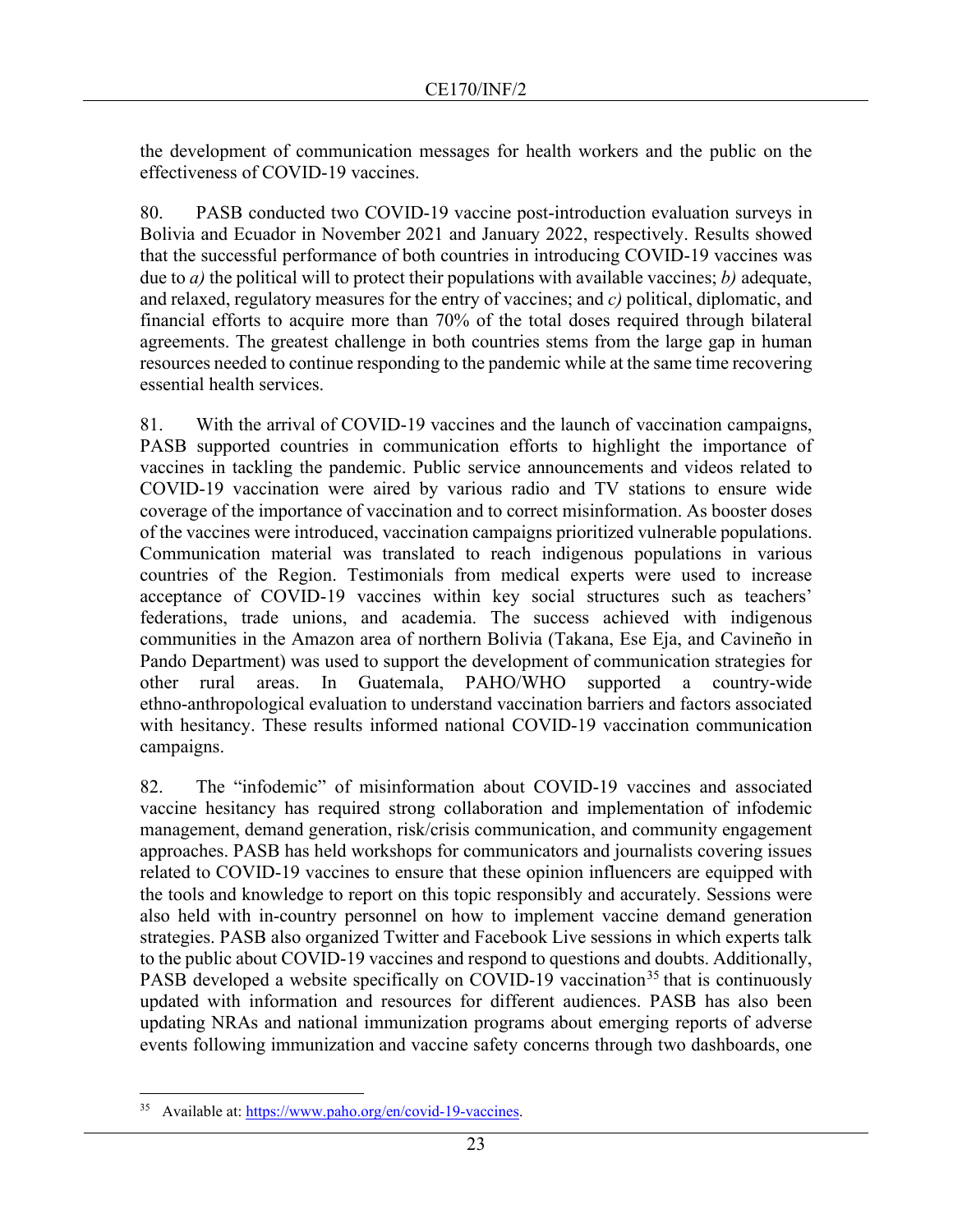the development of communication messages for health workers and the public on the effectiveness of COVID-19 vaccines.

80. PASB conducted two COVID-19 vaccine post-introduction evaluation surveys in Bolivia and Ecuador in November 2021 and January 2022, respectively. Results showed that the successful performance of both countries in introducing COVID-19 vaccines was due to *a)* the political will to protect their populations with available vaccines; *b)* adequate, and relaxed, regulatory measures for the entry of vaccines; and *c)* political, diplomatic, and financial efforts to acquire more than 70% of the total doses required through bilateral agreements. The greatest challenge in both countries stems from the large gap in human resources needed to continue responding to the pandemic while at the same time recovering essential health services.

81. With the arrival of COVID-19 vaccines and the launch of vaccination campaigns, PASB supported countries in communication efforts to highlight the importance of vaccines in tackling the pandemic. Public service announcements and videos related to COVID-19 vaccination were aired by various radio and TV stations to ensure wide coverage of the importance of vaccination and to correct misinformation. As booster doses of the vaccines were introduced, vaccination campaigns prioritized vulnerable populations. Communication material was translated to reach indigenous populations in various countries of the Region. Testimonials from medical experts were used to increase acceptance of COVID-19 vaccines within key social structures such as teachers' federations, trade unions, and academia. The success achieved with indigenous communities in the Amazon area of northern Bolivia (Takana, Ese Eja, and Cavineño in Pando Department) was used to support the development of communication strategies for other rural areas. In Guatemala, PAHO/WHO supported a country-wide ethno-anthropological evaluation to understand vaccination barriers and factors associated with hesitancy. These results informed national COVID-19 vaccination communication campaigns.

82. The "infodemic" of misinformation about COVID-19 vaccines and associated vaccine hesitancy has required strong collaboration and implementation of infodemic management, demand generation, risk/crisis communication, and community engagement approaches. PASB has held workshops for communicators and journalists covering issues related to COVID-19 vaccines to ensure that these opinion influencers are equipped with the tools and knowledge to report on this topic responsibly and accurately. Sessions were also held with in-country personnel on how to implement vaccine demand generation strategies. PASB also organized Twitter and Facebook Live sessions in which experts talk to the public about COVID-19 vaccines and respond to questions and doubts. Additionally, PASB developed a website specifically on COVID-19 vaccination[35] that is continuously updated with information and resources for different audiences. PASB has also been updating NRAs and national immunization programs about emerging reports of adverse events following immunization and vaccine safety concerns through two dashboards, one

---

[35] Available at: https://www.paho.org/en/covid-19-vaccines.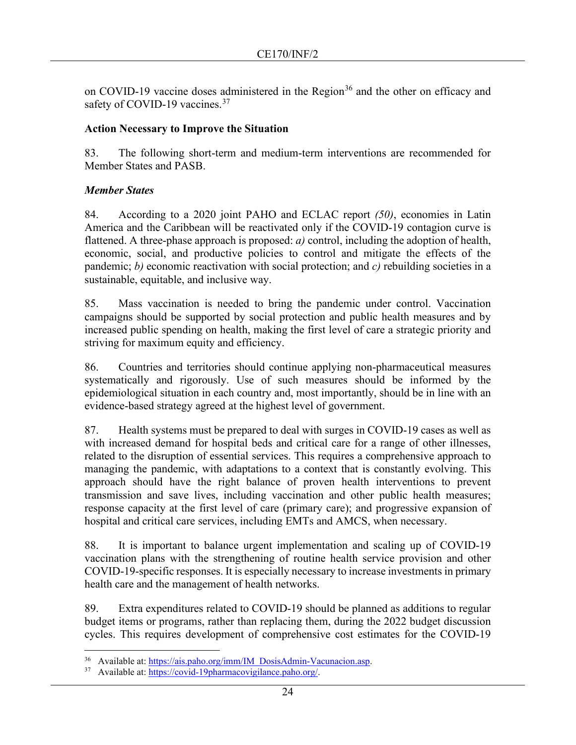on COVID-19 vaccine doses administered in the Region[36] and the other on efficacy and safety of COVID-19 vaccines.[37]

**Action Necessary to Improve the Situation**

83. The following short-term and medium-term interventions are recommended for Member States and PASB.

***Member States***

84. According to a 2020 joint PAHO and ECLAC report *(50)*, economies in Latin America and the Caribbean will be reactivated only if the COVID-19 contagion curve is flattened. A three-phase approach is proposed: *a)* control, including the adoption of health, economic, social, and productive policies to control and mitigate the effects of the pandemic; *b)* economic reactivation with social protection; and *c)* rebuilding societies in a sustainable, equitable, and inclusive way.

85. Mass vaccination is needed to bring the pandemic under control. Vaccination campaigns should be supported by social protection and public health measures and by increased public spending on health, making the first level of care a strategic priority and striving for maximum equity and efficiency.

86. Countries and territories should continue applying non-pharmaceutical measures systematically and rigorously. Use of such measures should be informed by the epidemiological situation in each country and, most importantly, should be in line with an evidence-based strategy agreed at the highest level of government.

87. Health systems must be prepared to deal with surges in COVID-19 cases as well as with increased demand for hospital beds and critical care for a range of other illnesses, related to the disruption of essential services. This requires a comprehensive approach to managing the pandemic, with adaptations to a context that is constantly evolving. This approach should have the right balance of proven health interventions to prevent transmission and save lives, including vaccination and other public health measures; response capacity at the first level of care (primary care); and progressive expansion of hospital and critical care services, including EMTs and AMCS, when necessary.

88. It is important to balance urgent implementation and scaling up of COVID-19 vaccination plans with the strengthening of routine health service provision and other COVID-19-specific responses. It is especially necessary to increase investments in primary health care and the management of health networks.

89. Extra expenditures related to COVID-19 should be planned as additions to regular budget items or programs, rather than replacing them, during the 2022 budget discussion cycles. This requires development of comprehensive cost estimates for the COVID-19

---

[36] Available at: https://ais.paho.org/imm/IM_DosisAdmin-Vacunacion.asp.

[37] Available at: https://covid-19pharmacovigilance.paho.org/.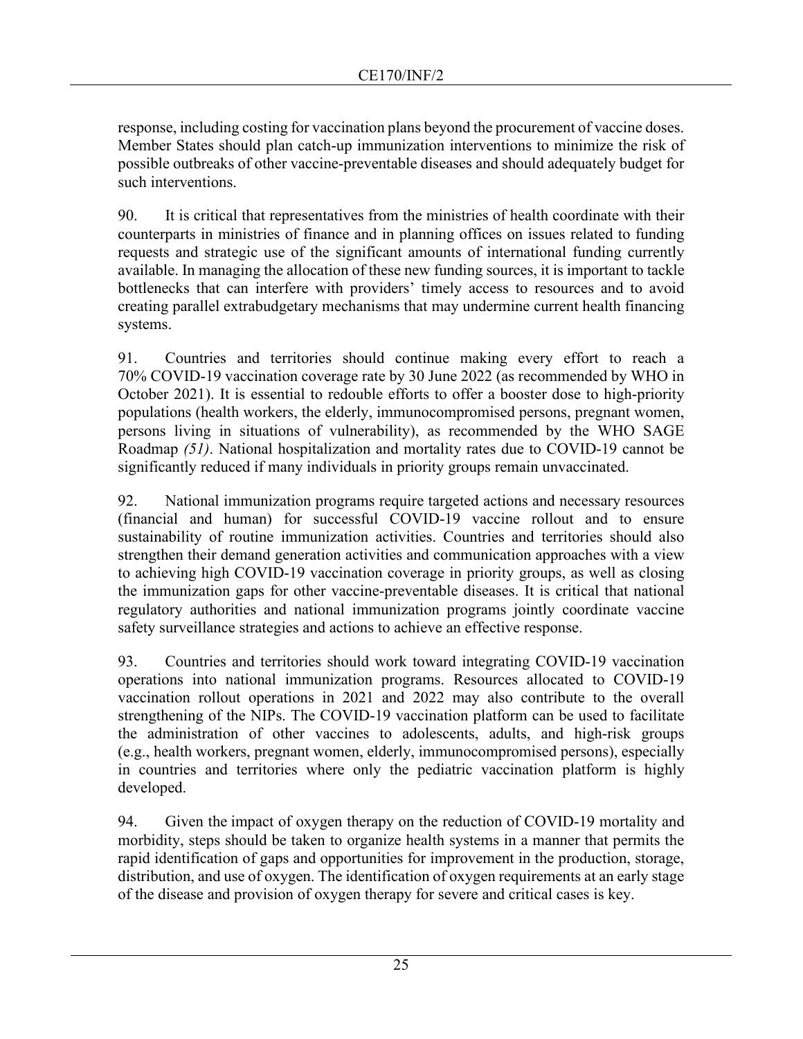response, including costing for vaccination plans beyond the procurement of vaccine doses. Member States should plan catch-up immunization interventions to minimize the risk of possible outbreaks of other vaccine-preventable diseases and should adequately budget for such interventions.

90. It is critical that representatives from the ministries of health coordinate with their counterparts in ministries of finance and in planning offices on issues related to funding requests and strategic use of the significant amounts of international funding currently available. In managing the allocation of these new funding sources, it is important to tackle bottlenecks that can interfere with providers' timely access to resources and to avoid creating parallel extrabudgetary mechanisms that may undermine current health financing systems.

91. Countries and territories should continue making every effort to reach a 70% COVID-19 vaccination coverage rate by 30 June 2022 (as recommended by WHO in October 2021). It is essential to redouble efforts to offer a booster dose to high-priority populations (health workers, the elderly, immunocompromised persons, pregnant women, persons living in situations of vulnerability), as recommended by the WHO SAGE Roadmap *(51)*. National hospitalization and mortality rates due to COVID-19 cannot be significantly reduced if many individuals in priority groups remain unvaccinated.

92. National immunization programs require targeted actions and necessary resources (financial and human) for successful COVID-19 vaccine rollout and to ensure sustainability of routine immunization activities. Countries and territories should also strengthen their demand generation activities and communication approaches with a view to achieving high COVID-19 vaccination coverage in priority groups, as well as closing the immunization gaps for other vaccine-preventable diseases. It is critical that national regulatory authorities and national immunization programs jointly coordinate vaccine safety surveillance strategies and actions to achieve an effective response.

93. Countries and territories should work toward integrating COVID-19 vaccination operations into national immunization programs. Resources allocated to COVID-19 vaccination rollout operations in 2021 and 2022 may also contribute to the overall strengthening of the NIPs. The COVID-19 vaccination platform can be used to facilitate the administration of other vaccines to adolescents, adults, and high-risk groups (e.g., health workers, pregnant women, elderly, immunocompromised persons), especially in countries and territories where only the pediatric vaccination platform is highly developed.

94. Given the impact of oxygen therapy on the reduction of COVID-19 mortality and morbidity, steps should be taken to organize health systems in a manner that permits the rapid identification of gaps and opportunities for improvement in the production, storage, distribution, and use of oxygen. The identification of oxygen requirements at an early stage of the disease and provision of oxygen therapy for severe and critical cases is key.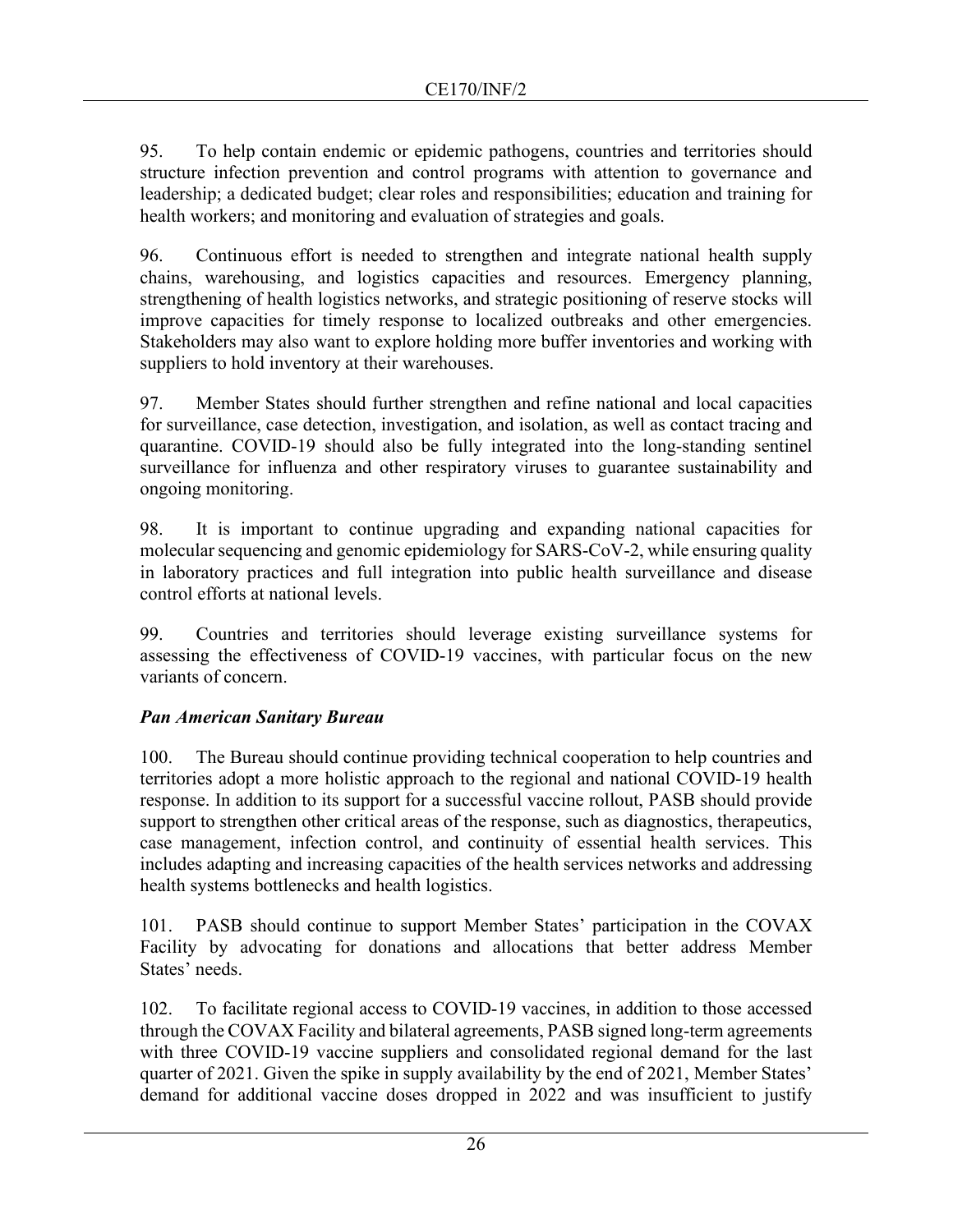95. To help contain endemic or epidemic pathogens, countries and territories should structure infection prevention and control programs with attention to governance and leadership; a dedicated budget; clear roles and responsibilities; education and training for health workers; and monitoring and evaluation of strategies and goals.

96. Continuous effort is needed to strengthen and integrate national health supply chains, warehousing, and logistics capacities and resources. Emergency planning, strengthening of health logistics networks, and strategic positioning of reserve stocks will improve capacities for timely response to localized outbreaks and other emergencies. Stakeholders may also want to explore holding more buffer inventories and working with suppliers to hold inventory at their warehouses.

97. Member States should further strengthen and refine national and local capacities for surveillance, case detection, investigation, and isolation, as well as contact tracing and quarantine. COVID-19 should also be fully integrated into the long-standing sentinel surveillance for influenza and other respiratory viruses to guarantee sustainability and ongoing monitoring.

98. It is important to continue upgrading and expanding national capacities for molecular sequencing and genomic epidemiology for SARS-CoV-2, while ensuring quality in laboratory practices and full integration into public health surveillance and disease control efforts at national levels.

99. Countries and territories should leverage existing surveillance systems for assessing the effectiveness of COVID-19 vaccines, with particular focus on the new variants of concern.

***Pan American Sanitary Bureau***

100. The Bureau should continue providing technical cooperation to help countries and territories adopt a more holistic approach to the regional and national COVID-19 health response. In addition to its support for a successful vaccine rollout, PASB should provide support to strengthen other critical areas of the response, such as diagnostics, therapeutics, case management, infection control, and continuity of essential health services. This includes adapting and increasing capacities of the health services networks and addressing health systems bottlenecks and health logistics.

101. PASB should continue to support Member States' participation in the COVAX Facility by advocating for donations and allocations that better address Member States' needs.

102. To facilitate regional access to COVID-19 vaccines, in addition to those accessed through the COVAX Facility and bilateral agreements, PASB signed long-term agreements with three COVID-19 vaccine suppliers and consolidated regional demand for the last quarter of 2021. Given the spike in supply availability by the end of 2021, Member States' demand for additional vaccine doses dropped in 2022 and was insufficient to justify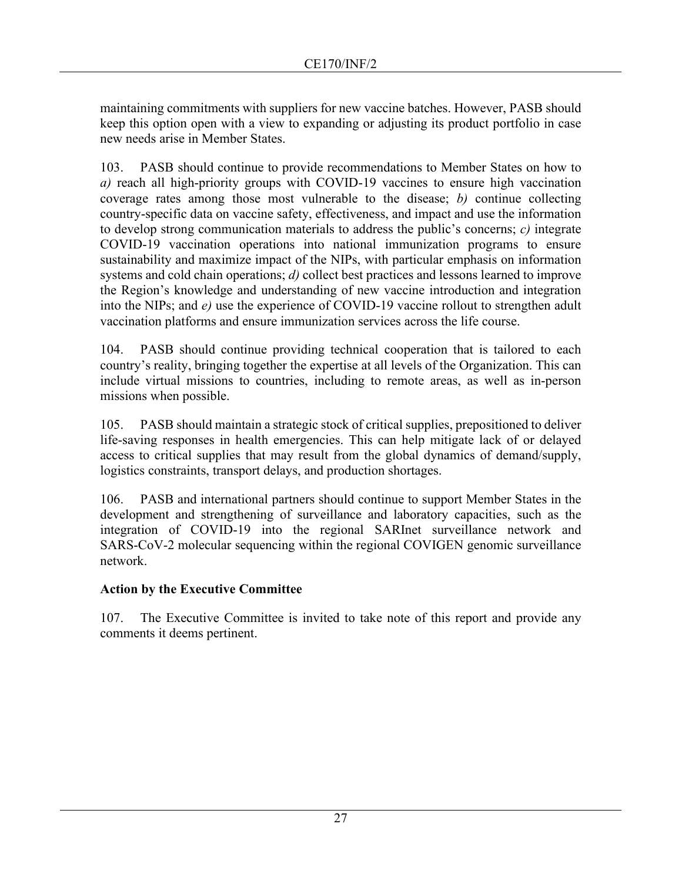maintaining commitments with suppliers for new vaccine batches. However, PASB should keep this option open with a view to expanding or adjusting its product portfolio in case new needs arise in Member States.

103. PASB should continue to provide recommendations to Member States on how to *a)* reach all high-priority groups with COVID-19 vaccines to ensure high vaccination coverage rates among those most vulnerable to the disease; *b)* continue collecting country-specific data on vaccine safety, effectiveness, and impact and use the information to develop strong communication materials to address the public's concerns; *c)* integrate COVID-19 vaccination operations into national immunization programs to ensure sustainability and maximize impact of the NIPs, with particular emphasis on information systems and cold chain operations; *d)* collect best practices and lessons learned to improve the Region's knowledge and understanding of new vaccine introduction and integration into the NIPs; and *e)* use the experience of COVID-19 vaccine rollout to strengthen adult vaccination platforms and ensure immunization services across the life course.

104. PASB should continue providing technical cooperation that is tailored to each country's reality, bringing together the expertise at all levels of the Organization. This can include virtual missions to countries, including to remote areas, as well as in-person missions when possible.

105. PASB should maintain a strategic stock of critical supplies, prepositioned to deliver life-saving responses in health emergencies. This can help mitigate lack of or delayed access to critical supplies that may result from the global dynamics of demand/supply, logistics constraints, transport delays, and production shortages.

106. PASB and international partners should continue to support Member States in the development and strengthening of surveillance and laboratory capacities, such as the integration of COVID-19 into the regional SARInet surveillance network and SARS-CoV-2 molecular sequencing within the regional COVIGEN genomic surveillance network.

**Action by the Executive Committee**

107. The Executive Committee is invited to take note of this report and provide any comments it deems pertinent.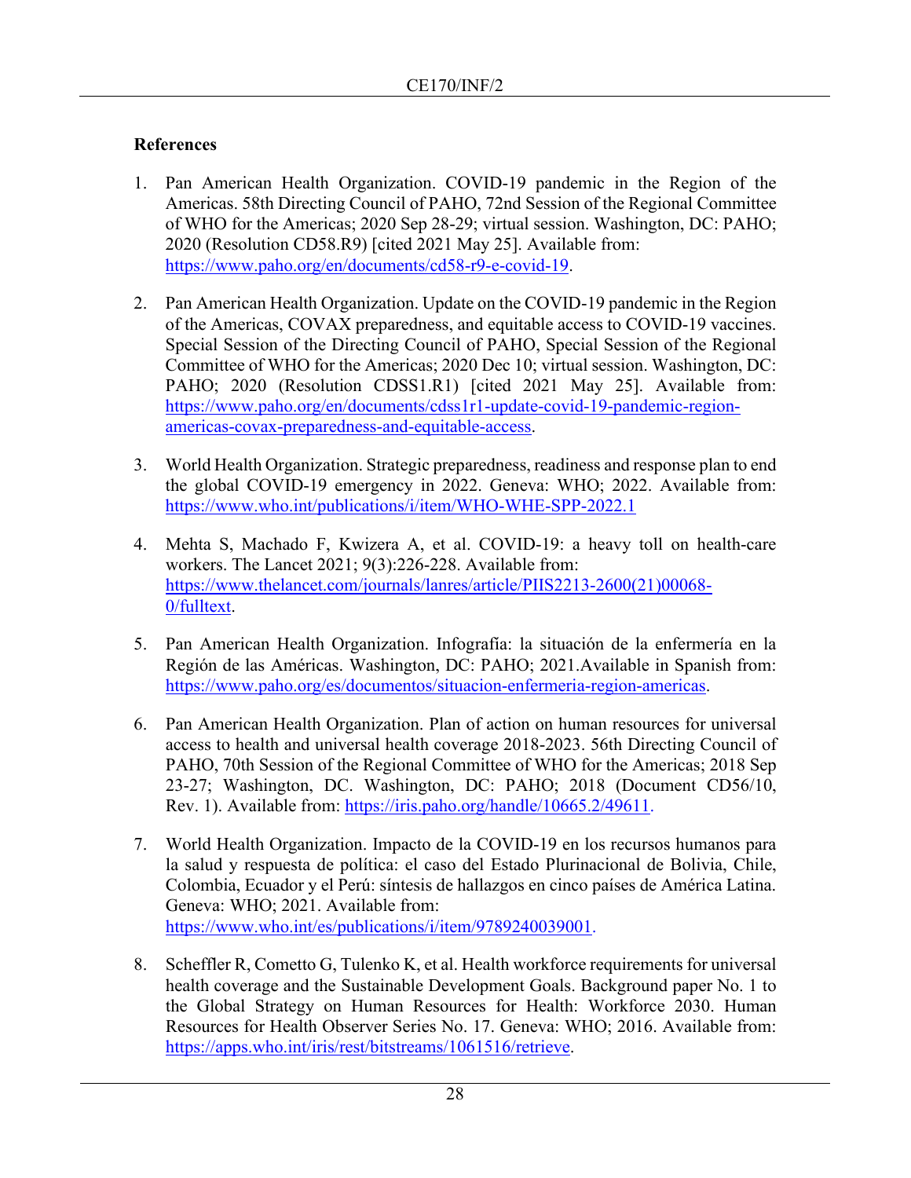## References

1. Pan American Health Organization. COVID-19 pandemic in the Region of the Americas. 58th Directing Council of PAHO, 72nd Session of the Regional Committee of WHO for the Americas; 2020 Sep 28-29; virtual session. Washington, DC: PAHO; 2020 (Resolution CD58.R9) [cited 2021 May 25]. Available from: https://www.paho.org/en/documents/cd58-r9-e-covid-19.

2. Pan American Health Organization. Update on the COVID-19 pandemic in the Region of the Americas, COVAX preparedness, and equitable access to COVID-19 vaccines. Special Session of the Directing Council of PAHO, Special Session of the Regional Committee of WHO for the Americas; 2020 Dec 10; virtual session. Washington, DC: PAHO; 2020 (Resolution CDSS1.R1) [cited 2021 May 25]. Available from: https://www.paho.org/en/documents/cdss1r1-update-covid-19-pandemic-region-americas-covax-preparedness-and-equitable-access.

3. World Health Organization. Strategic preparedness, readiness and response plan to end the global COVID-19 emergency in 2022. Geneva: WHO; 2022. Available from: https://www.who.int/publications/i/item/WHO-WHE-SPP-2022.1

4. Mehta S, Machado F, Kwizera A, et al. COVID-19: a heavy toll on health-care workers. The Lancet 2021; 9(3):226-228. Available from: https://www.thelancet.com/journals/lanres/article/PIIS2213-2600(21)00068-0/fulltext.

5. Pan American Health Organization. Infografía: la situación de la enfermería en la Región de las Américas. Washington, DC: PAHO; 2021.Available in Spanish from: https://www.paho.org/es/documentos/situacion-enfermeria-region-americas.

6. Pan American Health Organization. Plan of action on human resources for universal access to health and universal health coverage 2018-2023. 56th Directing Council of PAHO, 70th Session of the Regional Committee of WHO for the Americas; 2018 Sep 23-27; Washington, DC. Washington, DC: PAHO; 2018 (Document CD56/10, Rev. 1). Available from: https://iris.paho.org/handle/10665.2/49611.

7. World Health Organization. Impacto de la COVID-19 en los recursos humanos para la salud y respuesta de política: el caso del Estado Plurinacional de Bolivia, Chile, Colombia, Ecuador y el Perú: síntesis de hallazgos en cinco países de América Latina. Geneva: WHO; 2021. Available from: https://www.who.int/es/publications/i/item/9789240039001.

8. Scheffler R, Cometto G, Tulenko K, et al. Health workforce requirements for universal health coverage and the Sustainable Development Goals. Background paper No. 1 to the Global Strategy on Human Resources for Health: Workforce 2030. Human Resources for Health Observer Series No. 17. Geneva: WHO; 2016. Available from: https://apps.who.int/iris/rest/bitstreams/1061516/retrieve.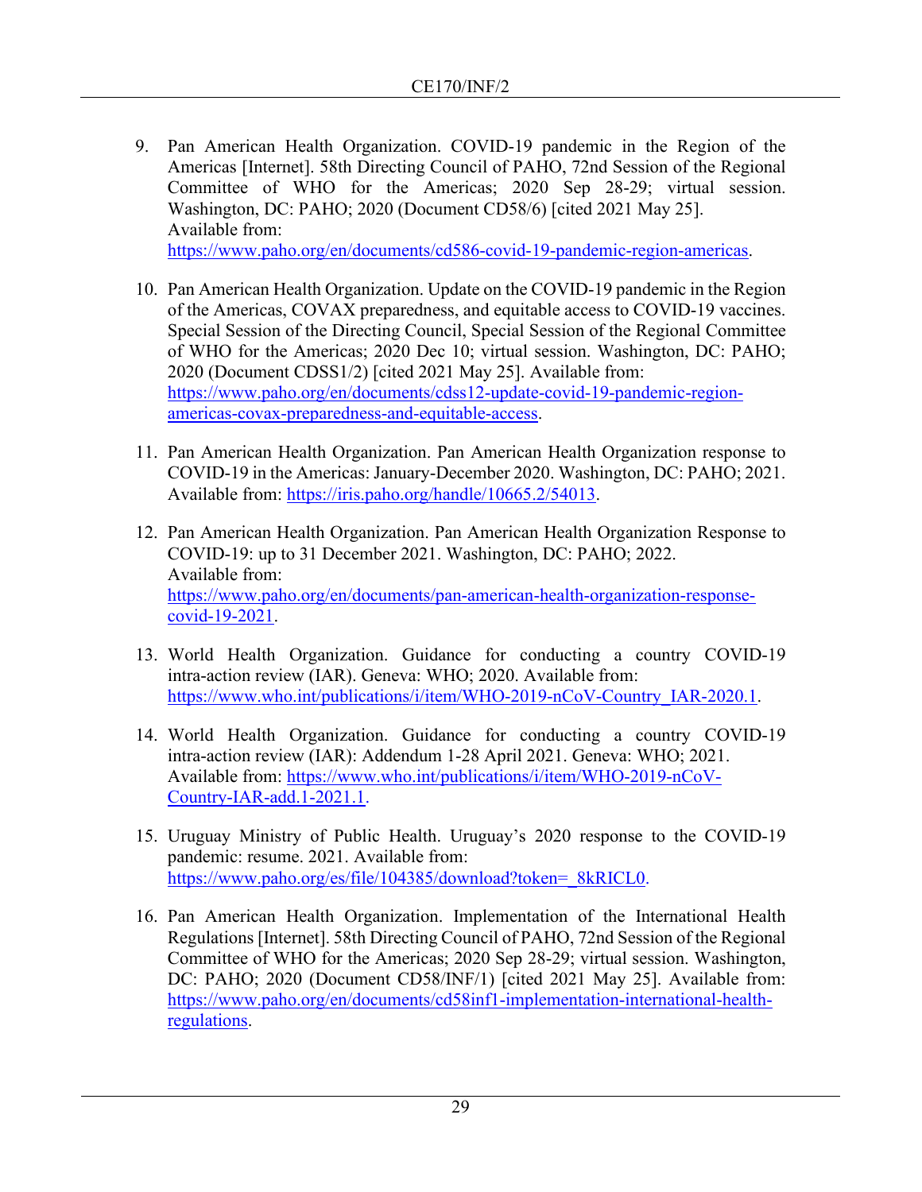9. Pan American Health Organization. COVID-19 pandemic in the Region of the Americas [Internet]. 58th Directing Council of PAHO, 72nd Session of the Regional Committee of WHO for the Americas; 2020 Sep 28-29; virtual session. Washington, DC: PAHO; 2020 (Document CD58/6) [cited 2021 May 25]. Available from: https://www.paho.org/en/documents/cd586-covid-19-pandemic-region-americas.

10. Pan American Health Organization. Update on the COVID-19 pandemic in the Region of the Americas, COVAX preparedness, and equitable access to COVID-19 vaccines. Special Session of the Directing Council, Special Session of the Regional Committee of WHO for the Americas; 2020 Dec 10; virtual session. Washington, DC: PAHO; 2020 (Document CDSS1/2) [cited 2021 May 25]. Available from: https://www.paho.org/en/documents/cdss12-update-covid-19-pandemic-region-americas-covax-preparedness-and-equitable-access.

11. Pan American Health Organization. Pan American Health Organization response to COVID-19 in the Americas: January-December 2020. Washington, DC: PAHO; 2021. Available from: https://iris.paho.org/handle/10665.2/54013.

12. Pan American Health Organization. Pan American Health Organization Response to COVID-19: up to 31 December 2021. Washington, DC: PAHO; 2022. Available from: https://www.paho.org/en/documents/pan-american-health-organization-response-covid-19-2021.

13. World Health Organization. Guidance for conducting a country COVID-19 intra-action review (IAR). Geneva: WHO; 2020. Available from: https://www.who.int/publications/i/item/WHO-2019-nCoV-Country_IAR-2020.1.

14. World Health Organization. Guidance for conducting a country COVID-19 intra-action review (IAR): Addendum 1-28 April 2021. Geneva: WHO; 2021. Available from: https://www.who.int/publications/i/item/WHO-2019-nCoV-Country-IAR-add.1-2021.1.

15. Uruguay Ministry of Public Health. Uruguay's 2020 response to the COVID-19 pandemic: resume. 2021. Available from: https://www.paho.org/es/file/104385/download?token=_8kRICL0.

16. Pan American Health Organization. Implementation of the International Health Regulations [Internet]. 58th Directing Council of PAHO, 72nd Session of the Regional Committee of WHO for the Americas; 2020 Sep 28-29; virtual session. Washington, DC: PAHO; 2020 (Document CD58/INF/1) [cited 2021 May 25]. Available from: https://www.paho.org/en/documents/cd58inf1-implementation-international-health-regulations.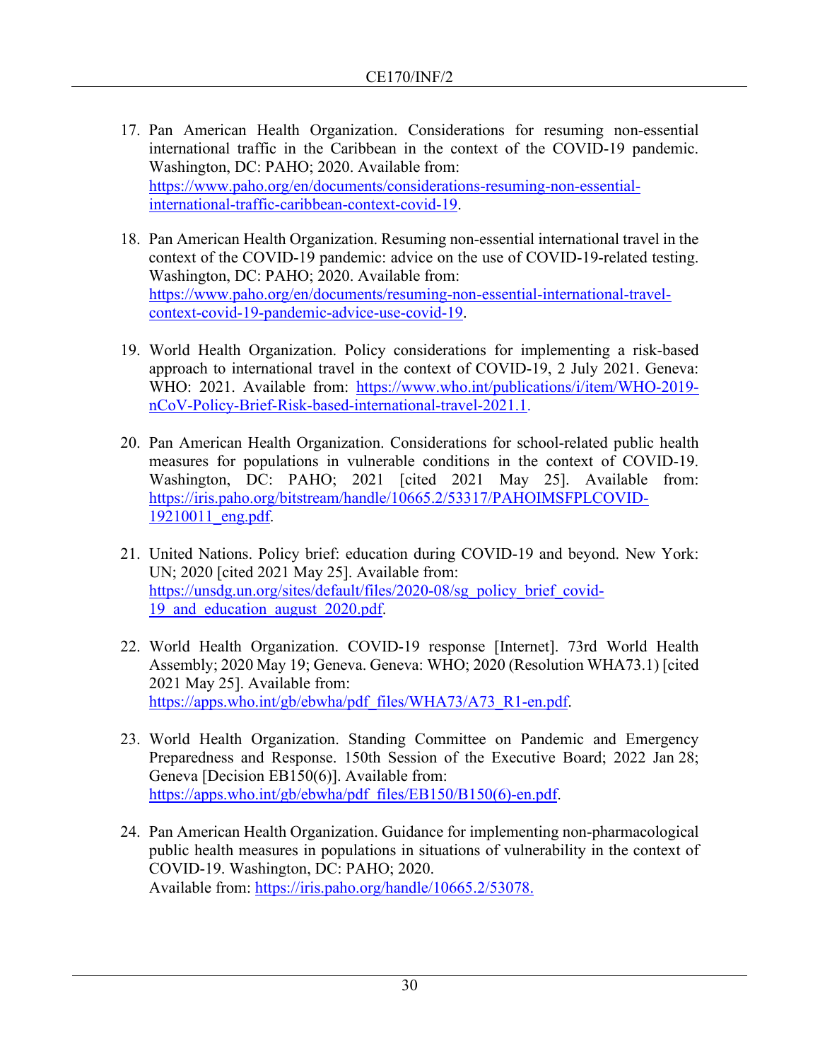17. Pan American Health Organization. Considerations for resuming non-essential international traffic in the Caribbean in the context of the COVID-19 pandemic. Washington, DC: PAHO; 2020. Available from: https://www.paho.org/en/documents/considerations-resuming-non-essential-international-traffic-caribbean-context-covid-19.

18. Pan American Health Organization. Resuming non-essential international travel in the context of the COVID-19 pandemic: advice on the use of COVID-19-related testing. Washington, DC: PAHO; 2020. Available from: https://www.paho.org/en/documents/resuming-non-essential-international-travel-context-covid-19-pandemic-advice-use-covid-19.

19. World Health Organization. Policy considerations for implementing a risk-based approach to international travel in the context of COVID-19, 2 July 2021. Geneva: WHO: 2021. Available from: https://www.who.int/publications/i/item/WHO-2019-nCoV-Policy-Brief-Risk-based-international-travel-2021.1.

20. Pan American Health Organization. Considerations for school-related public health measures for populations in vulnerable conditions in the context of COVID-19. Washington, DC: PAHO; 2021 [cited 2021 May 25]. Available from: https://iris.paho.org/bitstream/handle/10665.2/53317/PAHOIMSFPLCOVID-19210011_eng.pdf.

21. United Nations. Policy brief: education during COVID-19 and beyond. New York: UN; 2020 [cited 2021 May 25]. Available from: https://unsdg.un.org/sites/default/files/2020-08/sg_policy_brief_covid-19_and_education_august_2020.pdf.

22. World Health Organization. COVID-19 response [Internet]. 73rd World Health Assembly; 2020 May 19; Geneva. Geneva: WHO; 2020 (Resolution WHA73.1) [cited 2021 May 25]. Available from: https://apps.who.int/gb/ebwha/pdf_files/WHA73/A73_R1-en.pdf.

23. World Health Organization. Standing Committee on Pandemic and Emergency Preparedness and Response. 150th Session of the Executive Board; 2022 Jan 28; Geneva [Decision EB150(6)]. Available from: https://apps.who.int/gb/ebwha/pdf_files/EB150/B150(6)-en.pdf.

24. Pan American Health Organization. Guidance for implementing non-pharmacological public health measures in populations in situations of vulnerability in the context of COVID-19. Washington, DC: PAHO; 2020. Available from: https://iris.paho.org/handle/10665.2/53078.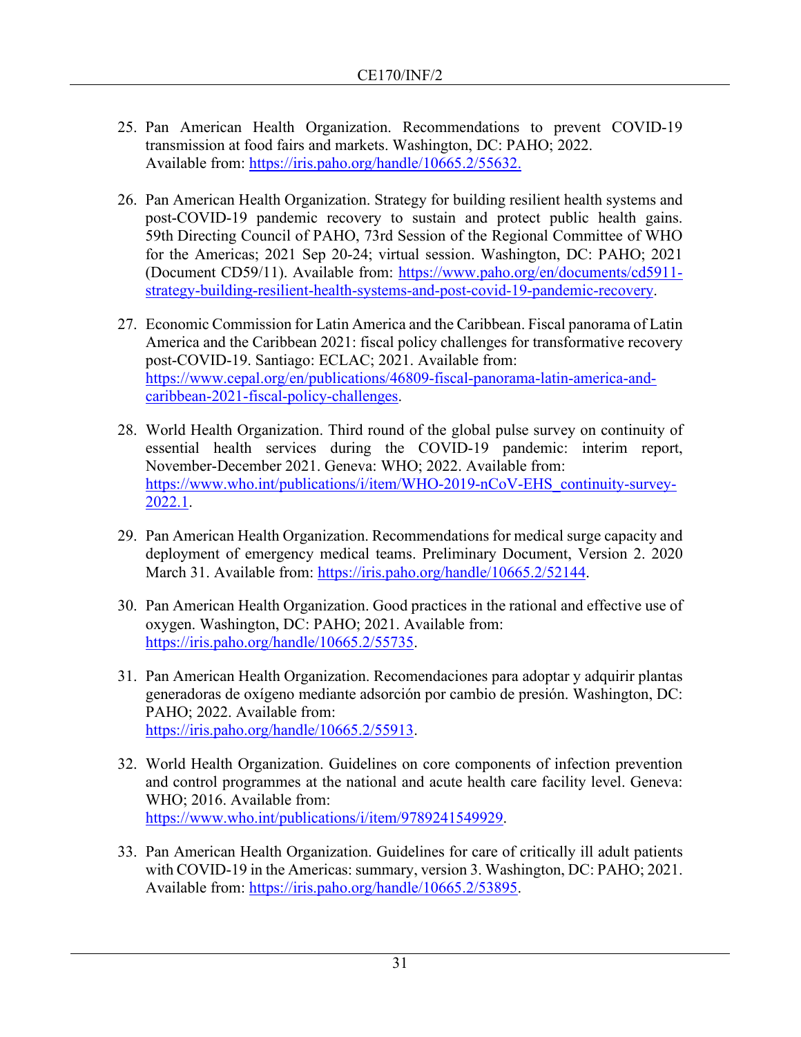25. Pan American Health Organization. Recommendations to prevent COVID-19 transmission at food fairs and markets. Washington, DC: PAHO; 2022. Available from: https://iris.paho.org/handle/10665.2/55632.

26. Pan American Health Organization. Strategy for building resilient health systems and post-COVID-19 pandemic recovery to sustain and protect public health gains. 59th Directing Council of PAHO, 73rd Session of the Regional Committee of WHO for the Americas; 2021 Sep 20-24; virtual session. Washington, DC: PAHO; 2021 (Document CD59/11). Available from: https://www.paho.org/en/documents/cd5911-strategy-building-resilient-health-systems-and-post-covid-19-pandemic-recovery.

27. Economic Commission for Latin America and the Caribbean. Fiscal panorama of Latin America and the Caribbean 2021: fiscal policy challenges for transformative recovery post-COVID-19. Santiago: ECLAC; 2021. Available from: https://www.cepal.org/en/publications/46809-fiscal-panorama-latin-america-and-caribbean-2021-fiscal-policy-challenges.

28. World Health Organization. Third round of the global pulse survey on continuity of essential health services during the COVID-19 pandemic: interim report, November-December 2021. Geneva: WHO; 2022. Available from: https://www.who.int/publications/i/item/WHO-2019-nCoV-EHS_continuity-survey-2022.1.

29. Pan American Health Organization. Recommendations for medical surge capacity and deployment of emergency medical teams. Preliminary Document, Version 2. 2020 March 31. Available from: https://iris.paho.org/handle/10665.2/52144.

30. Pan American Health Organization. Good practices in the rational and effective use of oxygen. Washington, DC: PAHO; 2021. Available from: https://iris.paho.org/handle/10665.2/55735.

31. Pan American Health Organization. Recomendaciones para adoptar y adquirir plantas generadoras de oxígeno mediante adsorción por cambio de presión. Washington, DC: PAHO; 2022. Available from: https://iris.paho.org/handle/10665.2/55913.

32. World Health Organization. Guidelines on core components of infection prevention and control programmes at the national and acute health care facility level. Geneva: WHO; 2016. Available from: https://www.who.int/publications/i/item/9789241549929.

33. Pan American Health Organization. Guidelines for care of critically ill adult patients with COVID-19 in the Americas: summary, version 3. Washington, DC: PAHO; 2021. Available from: https://iris.paho.org/handle/10665.2/53895.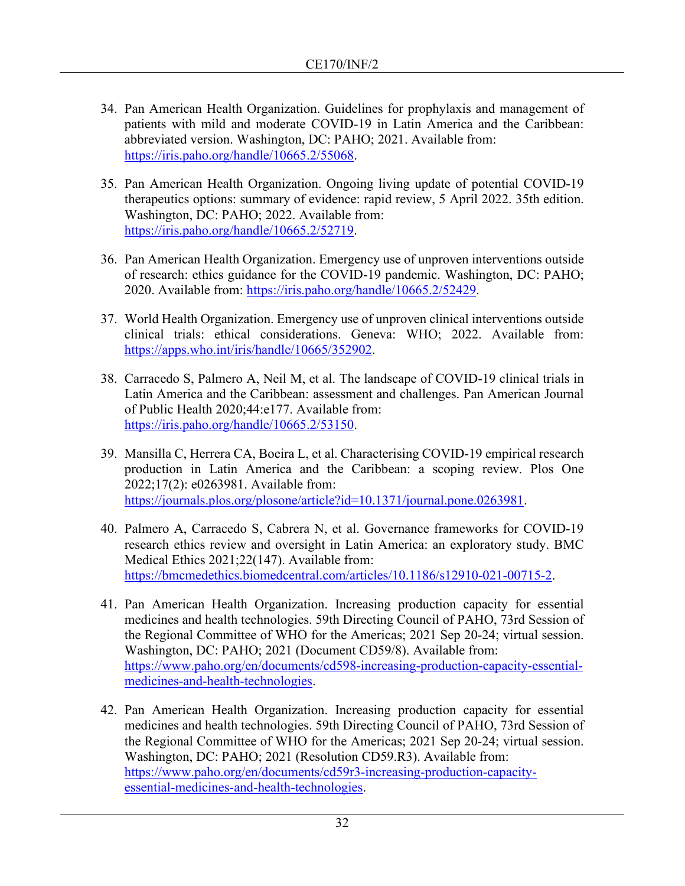34. Pan American Health Organization. Guidelines for prophylaxis and management of patients with mild and moderate COVID-19 in Latin America and the Caribbean: abbreviated version. Washington, DC: PAHO; 2021. Available from: https://iris.paho.org/handle/10665.2/55068.

35. Pan American Health Organization. Ongoing living update of potential COVID-19 therapeutics options: summary of evidence: rapid review, 5 April 2022. 35th edition. Washington, DC: PAHO; 2022. Available from: https://iris.paho.org/handle/10665.2/52719.

36. Pan American Health Organization. Emergency use of unproven interventions outside of research: ethics guidance for the COVID-19 pandemic. Washington, DC: PAHO; 2020. Available from: https://iris.paho.org/handle/10665.2/52429.

37. World Health Organization. Emergency use of unproven clinical interventions outside clinical trials: ethical considerations. Geneva: WHO; 2022. Available from: https://apps.who.int/iris/handle/10665/352902.

38. Carracedo S, Palmero A, Neil M, et al. The landscape of COVID-19 clinical trials in Latin America and the Caribbean: assessment and challenges. Pan American Journal of Public Health 2020;44:e177. Available from: https://iris.paho.org/handle/10665.2/53150.

39. Mansilla C, Herrera CA, Boeira L, et al. Characterising COVID-19 empirical research production in Latin America and the Caribbean: a scoping review. Plos One 2022;17(2): e0263981. Available from: https://journals.plos.org/plosone/article?id=10.1371/journal.pone.0263981.

40. Palmero A, Carracedo S, Cabrera N, et al. Governance frameworks for COVID-19 research ethics review and oversight in Latin America: an exploratory study. BMC Medical Ethics 2021;22(147). Available from: https://bmcmedethics.biomedcentral.com/articles/10.1186/s12910-021-00715-2.

41. Pan American Health Organization. Increasing production capacity for essential medicines and health technologies. 59th Directing Council of PAHO, 73rd Session of the Regional Committee of WHO for the Americas; 2021 Sep 20-24; virtual session. Washington, DC: PAHO; 2021 (Document CD59/8). Available from: https://www.paho.org/en/documents/cd598-increasing-production-capacity-essential-medicines-and-health-technologies.

42. Pan American Health Organization. Increasing production capacity for essential medicines and health technologies. 59th Directing Council of PAHO, 73rd Session of the Regional Committee of WHO for the Americas; 2021 Sep 20-24; virtual session. Washington, DC: PAHO; 2021 (Resolution CD59.R3). Available from: https://www.paho.org/en/documents/cd59r3-increasing-production-capacity-essential-medicines-and-health-technologies.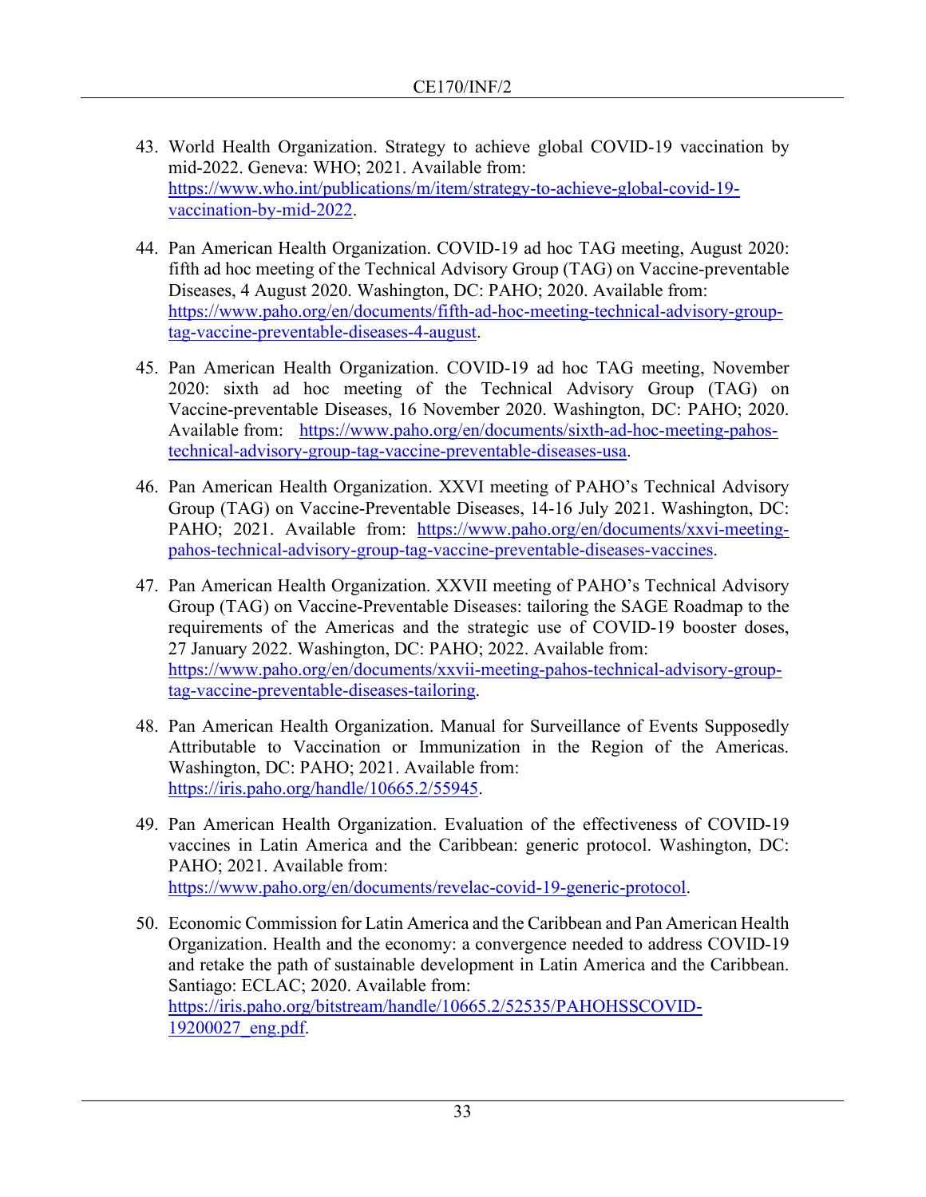43. World Health Organization. Strategy to achieve global COVID-19 vaccination by mid-2022. Geneva: WHO; 2021. Available from: https://www.who.int/publications/m/item/strategy-to-achieve-global-covid-19-vaccination-by-mid-2022.

44. Pan American Health Organization. COVID-19 ad hoc TAG meeting, August 2020: fifth ad hoc meeting of the Technical Advisory Group (TAG) on Vaccine-preventable Diseases, 4 August 2020. Washington, DC: PAHO; 2020. Available from: https://www.paho.org/en/documents/fifth-ad-hoc-meeting-technical-advisory-group-tag-vaccine-preventable-diseases-4-august.

45. Pan American Health Organization. COVID-19 ad hoc TAG meeting, November 2020: sixth ad hoc meeting of the Technical Advisory Group (TAG) on Vaccine-preventable Diseases, 16 November 2020. Washington, DC: PAHO; 2020. Available from: https://www.paho.org/en/documents/sixth-ad-hoc-meeting-pahos-technical-advisory-group-tag-vaccine-preventable-diseases-usa.

46. Pan American Health Organization. XXVI meeting of PAHO's Technical Advisory Group (TAG) on Vaccine-Preventable Diseases, 14-16 July 2021. Washington, DC: PAHO; 2021. Available from: https://www.paho.org/en/documents/xxvi-meeting-pahos-technical-advisory-group-tag-vaccine-preventable-diseases-vaccines.

47. Pan American Health Organization. XXVII meeting of PAHO's Technical Advisory Group (TAG) on Vaccine-Preventable Diseases: tailoring the SAGE Roadmap to the requirements of the Americas and the strategic use of COVID-19 booster doses, 27 January 2022. Washington, DC: PAHO; 2022. Available from: https://www.paho.org/en/documents/xxvii-meeting-pahos-technical-advisory-group-tag-vaccine-preventable-diseases-tailoring.

48. Pan American Health Organization. Manual for Surveillance of Events Supposedly Attributable to Vaccination or Immunization in the Region of the Americas. Washington, DC: PAHO; 2021. Available from: https://iris.paho.org/handle/10665.2/55945.

49. Pan American Health Organization. Evaluation of the effectiveness of COVID-19 vaccines in Latin America and the Caribbean: generic protocol. Washington, DC: PAHO; 2021. Available from: https://www.paho.org/en/documents/revelac-covid-19-generic-protocol.

50. Economic Commission for Latin America and the Caribbean and Pan American Health Organization. Health and the economy: a convergence needed to address COVID-19 and retake the path of sustainable development in Latin America and the Caribbean. Santiago: ECLAC; 2020. Available from: https://iris.paho.org/bitstream/handle/10665.2/52535/PAHOHSSCOVID-19200027_eng.pdf.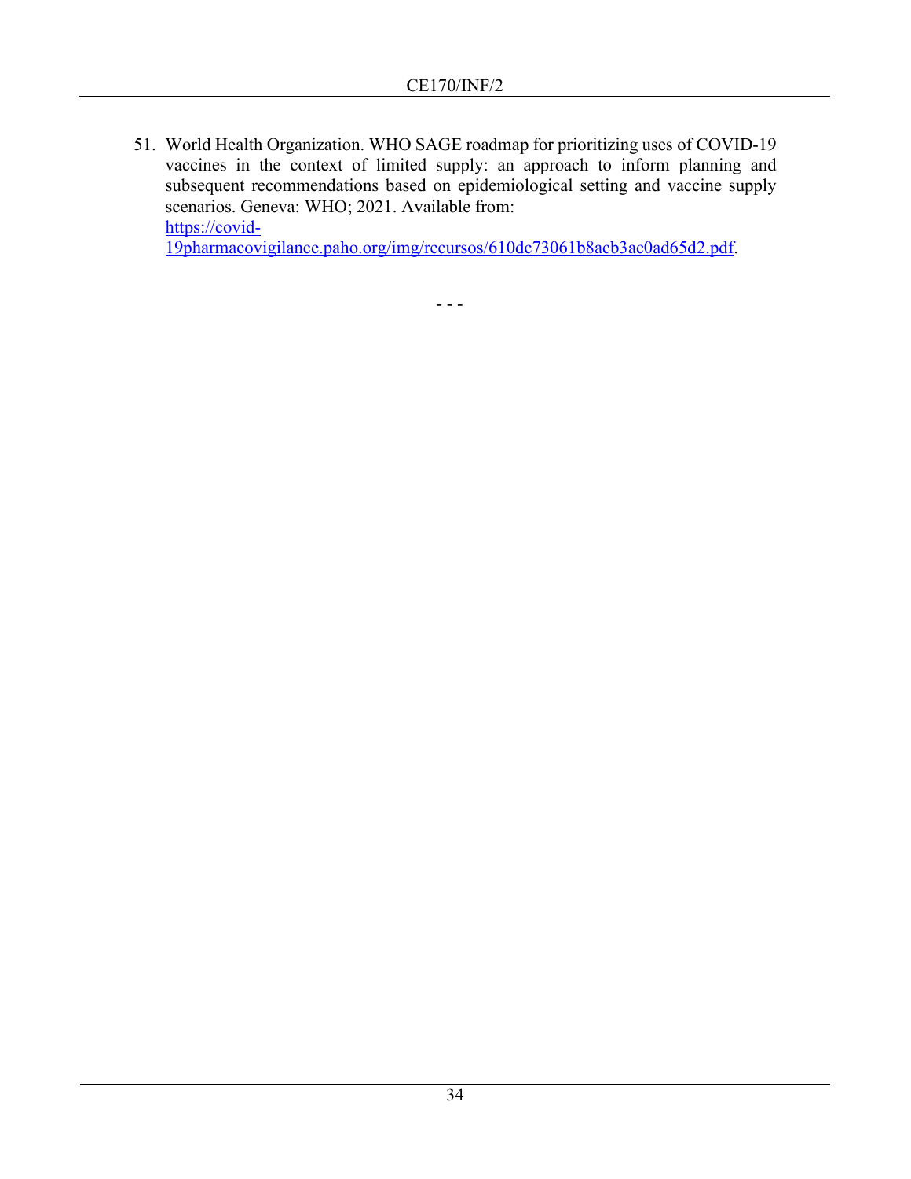51. World Health Organization. WHO SAGE roadmap for prioritizing uses of COVID-19 vaccines in the context of limited supply: an approach to inform planning and subsequent recommendations based on epidemiological setting and vaccine supply scenarios. Geneva: WHO; 2021. Available from: https://covid-19pharmacovigilance.paho.org/img/recursos/610dc73061b8acb3ac0ad65d2.pdf.

- - -